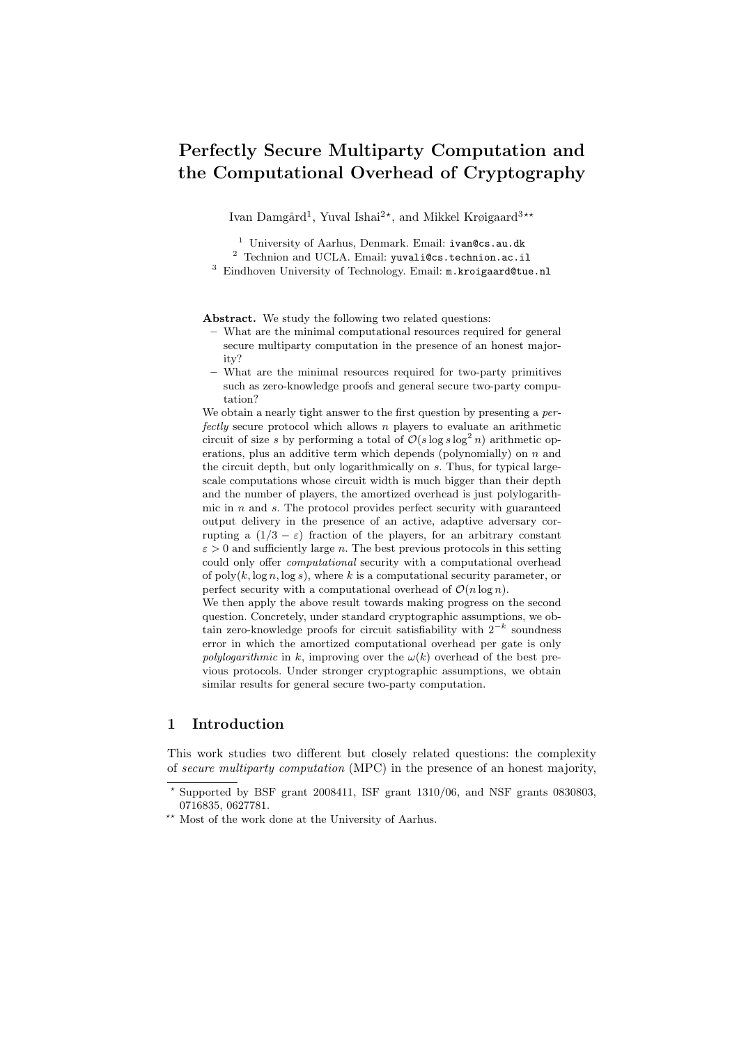# Perfectly Secure Multiparty Computation and the Computational Overhead of Cryptography

Ivan Damgård[1], Yuval Ishai[2⋆], and Mikkel Krøigaard[3⋆⋆]

[1] University of Aarhus, Denmark. Email: ivan@cs.au.dk
[2] Technion and UCLA. Email: yuvali@cs.technion.ac.il
[3] Eindhoven University of Technology. Email: m.kroigaard@tue.nl

**Abstract.** We study the following two related questions:

– What are the minimal computational resources required for general secure multiparty computation in the presence of an honest majority?
– What are the minimal resources required for two-party primitives such as zero-knowledge proofs and general secure two-party computation?

We obtain a nearly tight answer to the first question by presenting a *perfectly* secure protocol which allows $n$ players to evaluate an arithmetic circuit of size $s$ by performing a total of $\mathcal{O}(s \log s \log^2 n)$ arithmetic operations, plus an additive term which depends (polynomially) on $n$ and the circuit depth, but only logarithmically on $s$. Thus, for typical large-scale computations whose circuit width is much bigger than their depth and the number of players, the amortized overhead is just polylogarithmic in $n$ and $s$. The protocol provides perfect security with guaranteed output delivery in the presence of an active, adaptive adversary corrupting a $(1/3 - \varepsilon)$ fraction of the players, for an arbitrary constant $\varepsilon > 0$ and sufficiently large $n$. The best previous protocols in this setting could only offer *computational* security with a computational overhead of $\text{poly}(k, \log n, \log s)$, where $k$ is a computational security parameter, or perfect security with a computational overhead of $\mathcal{O}(n \log n)$.

We then apply the above result towards making progress on the second question. Concretely, under standard cryptographic assumptions, we obtain zero-knowledge proofs for circuit satisfiability with $2^{-k}$ soundness error in which the amortized computational overhead per gate is only *polylogarithmic* in $k$, improving over the $\omega(k)$ overhead of the best previous protocols. Under stronger cryptographic assumptions, we obtain similar results for general secure two-party computation.

## 1 Introduction

This work studies two different but closely related questions: the complexity of *secure multiparty computation* (MPC) in the presence of an honest majority,

⋆ Supported by BSF grant 2008411, ISF grant 1310/06, and NSF grants 0830803, 0716835, 0627781.

⋆⋆ Most of the work done at the University of Aarhus.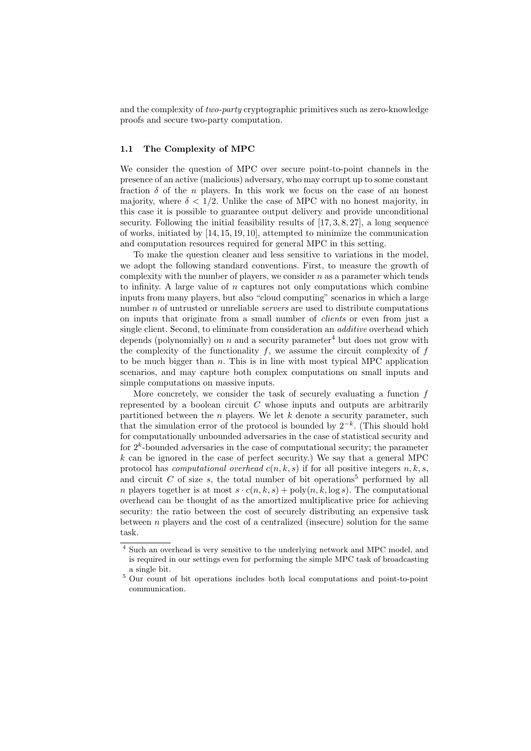and the complexity of *two-party* cryptographic primitives such as zero-knowledge proofs and secure two-party computation.

### 1.1 The Complexity of MPC

We consider the question of MPC over secure point-to-point channels in the presence of an active (malicious) adversary, who may corrupt up to some constant fraction $\delta$ of the $n$ players. In this work we focus on the case of an honest majority, where $\delta < 1/2$. Unlike the case of MPC with no honest majority, in this case it is possible to guarantee output delivery and provide unconditional security. Following the initial feasibility results of [17, 3, 8, 27], a long sequence of works, initiated by [14, 15, 19, 10], attempted to minimize the communication and computation resources required for general MPC in this setting.

To make the question cleaner and less sensitive to variations in the model, we adopt the following standard conventions. First, to measure the growth of complexity with the number of players, we consider $n$ as a parameter which tends to infinity. A large value of $n$ captures not only computations which combine inputs from many players, but also "cloud computing" scenarios in which a large number $n$ of untrusted or unreliable *servers* are used to distribute computations on inputs that originate from a small number of *clients* or even from just a single client. Second, to eliminate from consideration an *additive* overhead which depends (polynomially) on $n$ and a security parameter[4] but does not grow with the complexity of the functionality $f$, we assume the circuit complexity of $f$ to be much bigger than $n$. This is in line with most typical MPC application scenarios, and may capture both complex computations on small inputs and simple computations on massive inputs.

More concretely, we consider the task of securely evaluating a function $f$ represented by a boolean circuit $C$ whose inputs and outputs are arbitrarily partitioned between the $n$ players. We let $k$ denote a security parameter, such that the simulation error of the protocol is bounded by $2^{-k}$. (This should hold for computationally unbounded adversaries in the case of statistical security and for $2^k$-bounded adversaries in the case of computational security; the parameter $k$ can be ignored in the case of perfect security.) We say that a general MPC protocol has *computational overhead* $c(n, k, s)$ if for all positive integers $n, k, s$, and circuit $C$ of size $s$, the total number of bit operations[5] performed by all $n$ players together is at most $s \cdot c(n, k, s) + \text{poly}(n, k, \log s)$. The computational overhead can be thought of as the amortized multiplicative price for achieving security: the ratio between the cost of securely distributing an expensive task between $n$ players and the cost of a centralized (insecure) solution for the same task.

[4] Such an overhead is very sensitive to the underlying network and MPC model, and is required in our settings even for performing the simple MPC task of broadcasting a single bit.

[5] Our count of bit operations includes both local computations and point-to-point communication.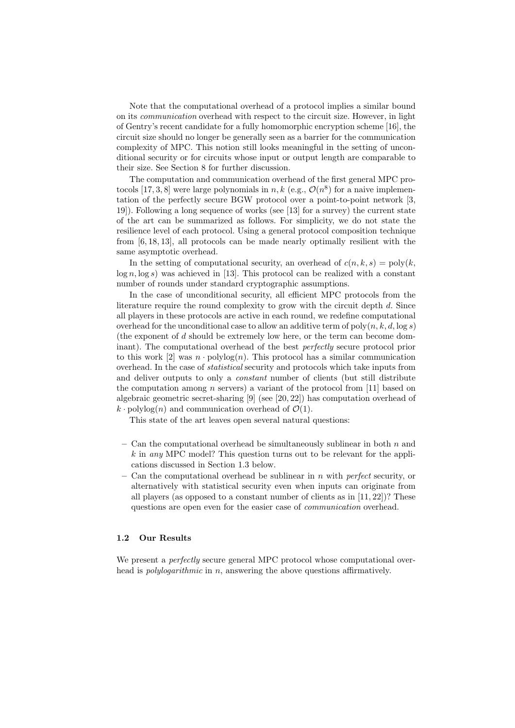Note that the computational overhead of a protocol implies a similar bound on its *communication* overhead with respect to the circuit size. However, in light of Gentry's recent candidate for a fully homomorphic encryption scheme [16], the circuit size should no longer be generally seen as a barrier for the communication complexity of MPC. This notion still looks meaningful in the setting of unconditional security or for circuits whose input or output length are comparable to their size. See Section 8 for further discussion.

The computation and communication overhead of the first general MPC protocols [17, 3, 8] were large polynomials in $n, k$ (e.g., $\mathcal{O}(n^8)$ for a naive implementation of the perfectly secure BGW protocol over a point-to-point network [3, 19]). Following a long sequence of works (see [13] for a survey) the current state of the art can be summarized as follows. For simplicity, we do not state the resilience level of each protocol. Using a general protocol composition technique from [6, 18, 13], all protocols can be made nearly optimally resilient with the same asymptotic overhead.

In the setting of computational security, an overhead of $c(n, k, s) = \text{poly}(k, \log n, \log s)$ was achieved in [13]. This protocol can be realized with a constant number of rounds under standard cryptographic assumptions.

In the case of unconditional security, all efficient MPC protocols from the literature require the round complexity to grow with the circuit depth $d$. Since all players in these protocols are active in each round, we redefine computational overhead for the unconditional case to allow an additive term of $\text{poly}(n, k, d, \log s)$ (the exponent of $d$ should be extremely low here, or the term can become dominant). The computational overhead of the best *perfectly* secure protocol prior to this work [2] was $n \cdot \text{polylog}(n)$. This protocol has a similar communication overhead. In the case of *statistical* security and protocols which take inputs from and deliver outputs to only a *constant* number of clients (but still distribute the computation among $n$ servers) a variant of the protocol from [11] based on algebraic geometric secret-sharing [9] (see [20, 22]) has computation overhead of $k \cdot \text{polylog}(n)$ and communication overhead of $\mathcal{O}(1)$.

This state of the art leaves open several natural questions:

- Can the computational overhead be simultaneously sublinear in both $n$ and $k$ in *any* MPC model? This question turns out to be relevant for the applications discussed in Section 1.3 below.
- Can the computational overhead be sublinear in $n$ with *perfect* security, or alternatively with statistical security even when inputs can originate from all players (as opposed to a constant number of clients as in [11, 22])? These questions are open even for the easier case of *communication* overhead.

### 1.2 Our Results

We present a *perfectly* secure general MPC protocol whose computational overhead is *polylogarithmic* in $n$, answering the above questions affirmatively.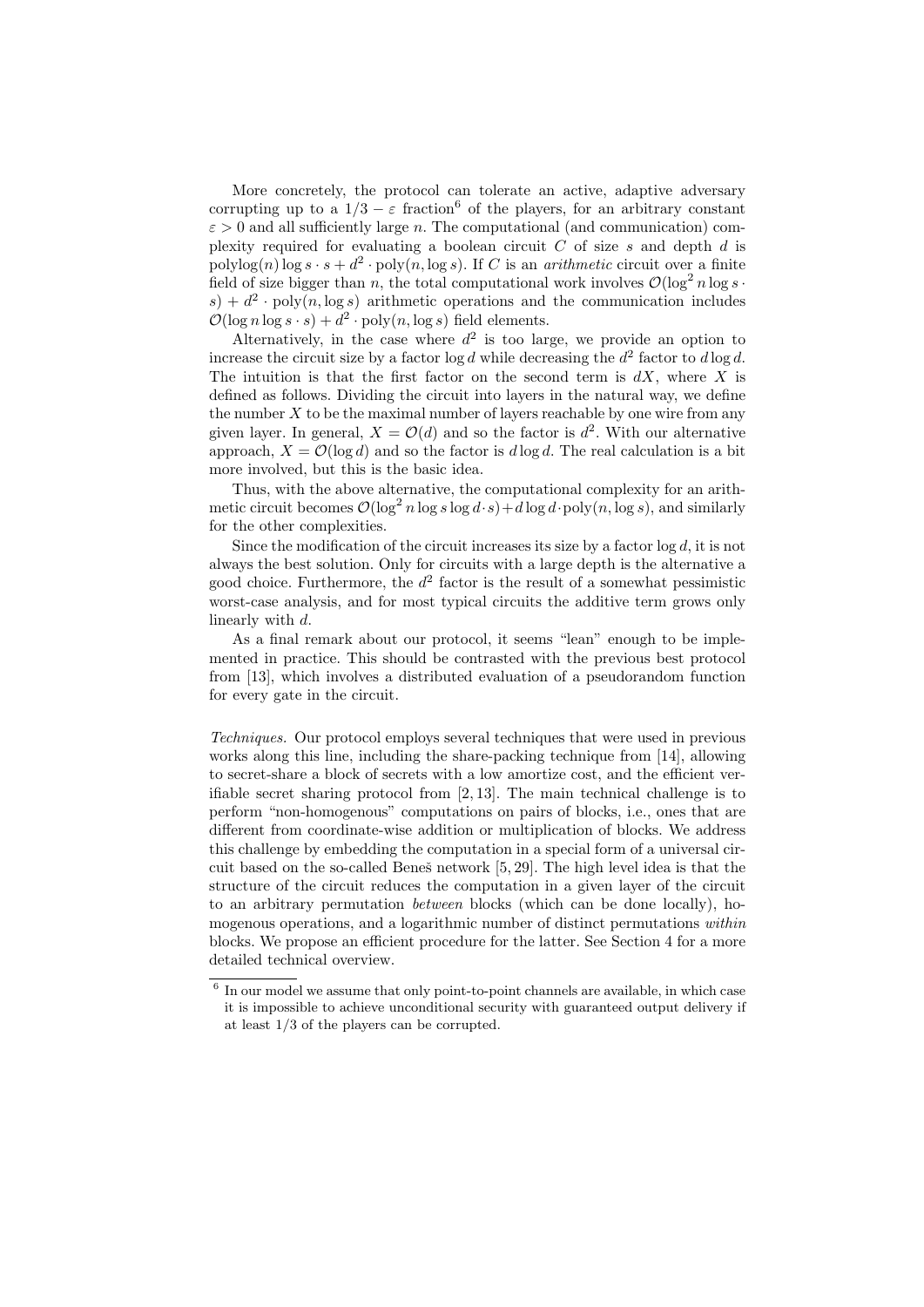More concretely, the protocol can tolerate an active, adaptive adversary corrupting up to a $1/3 - \varepsilon$ fraction[6] of the players, for an arbitrary constant $\varepsilon > 0$ and all sufficiently large $n$. The computational (and communication) complexity required for evaluating a boolean circuit $C$ of size $s$ and depth $d$ is $\text{polylog}(n) \log s \cdot s + d^2 \cdot \text{poly}(n, \log s)$. If $C$ is an *arithmetic* circuit over a finite field of size bigger than $n$, the total computational work involves $\mathcal{O}(\log^2 n \log s \cdot s) + d^2 \cdot \text{poly}(n, \log s)$ arithmetic operations and the communication includes $\mathcal{O}(\log n \log s \cdot s) + d^2 \cdot \text{poly}(n, \log s)$ field elements.

Alternatively, in the case where $d^2$ is too large, we provide an option to increase the circuit size by a factor $\log d$ while decreasing the $d^2$ factor to $d \log d$. The intuition is that the first factor on the second term is $dX$, where $X$ is defined as follows. Dividing the circuit into layers in the natural way, we define the number $X$ to be the maximal number of layers reachable by one wire from any given layer. In general, $X = \mathcal{O}(d)$ and so the factor is $d^2$. With our alternative approach, $X = \mathcal{O}(\log d)$ and so the factor is $d \log d$. The real calculation is a bit more involved, but this is the basic idea.

Thus, with the above alternative, the computational complexity for an arithmetic circuit becomes $\mathcal{O}(\log^2 n \log s \log d \cdot s) + d \log d \cdot \text{poly}(n, \log s)$, and similarly for the other complexities.

Since the modification of the circuit increases its size by a factor $\log d$, it is not always the best solution. Only for circuits with a large depth is the alternative a good choice. Furthermore, the $d^2$ factor is the result of a somewhat pessimistic worst-case analysis, and for most typical circuits the additive term grows only linearly with $d$.

As a final remark about our protocol, it seems "lean" enough to be implemented in practice. This should be contrasted with the previous best protocol from [13], which involves a distributed evaluation of a pseudorandom function for every gate in the circuit.

*Techniques.* Our protocol employs several techniques that were used in previous works along this line, including the share-packing technique from [14], allowing to secret-share a block of secrets with a low amortize cost, and the efficient verifiable secret sharing protocol from [2, 13]. The main technical challenge is to perform "non-homogenous" computations on pairs of blocks, i.e., ones that are different from coordinate-wise addition or multiplication of blocks. We address this challenge by embedding the computation in a special form of a universal circuit based on the so-called Beneš network [5, 29]. The high level idea is that the structure of the circuit reduces the computation in a given layer of the circuit to an arbitrary permutation *between* blocks (which can be done locally), homogenous operations, and a logarithmic number of distinct permutations *within* blocks. We propose an efficient procedure for the latter. See Section 4 for a more detailed technical overview.

---

[6] In our model we assume that only point-to-point channels are available, in which case it is impossible to achieve unconditional security with guaranteed output delivery if at least 1/3 of the players can be corrupted.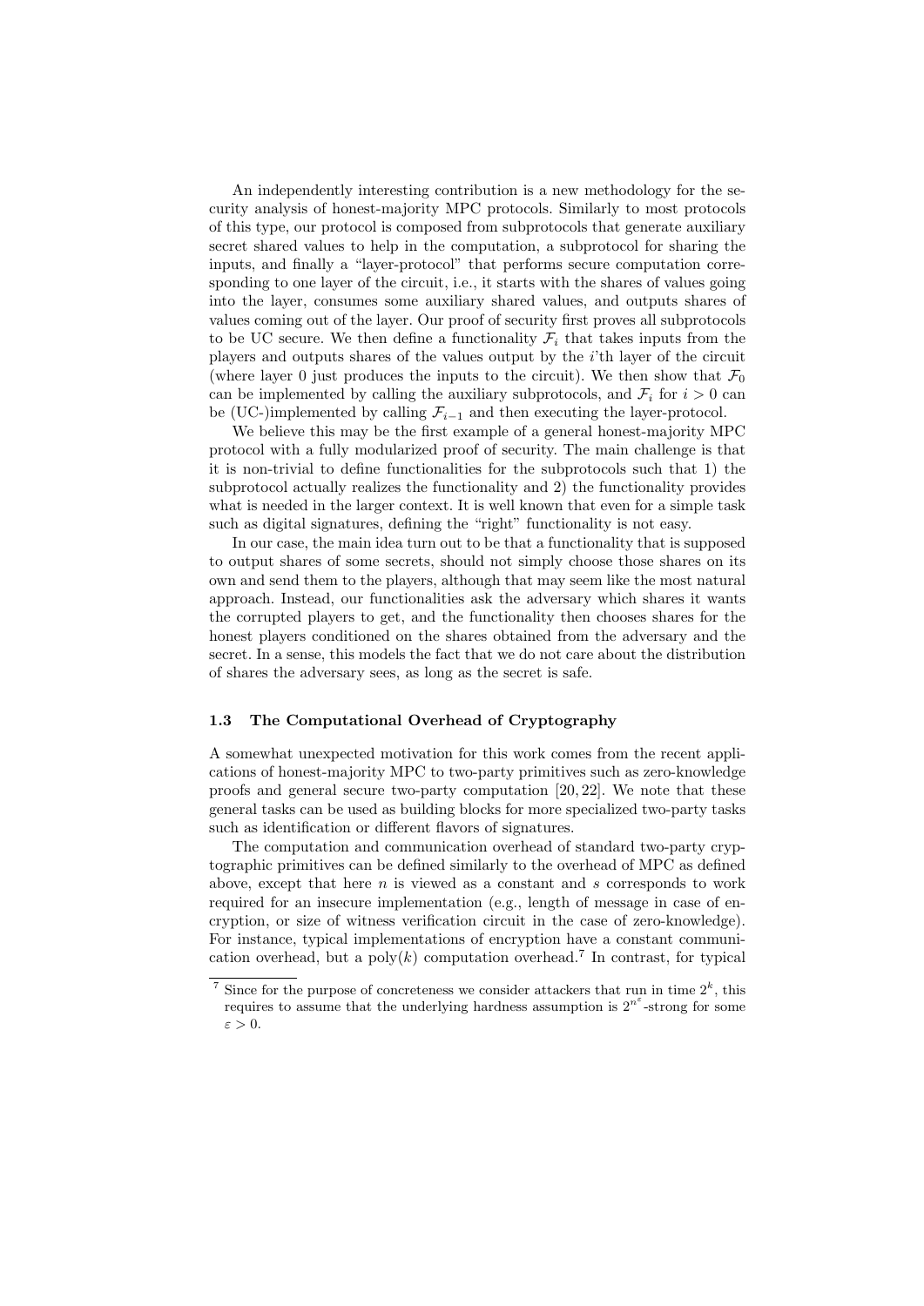An independently interesting contribution is a new methodology for the security analysis of honest-majority MPC protocols. Similarly to most protocols of this type, our protocol is composed from subprotocols that generate auxiliary secret shared values to help in the computation, a subprotocol for sharing the inputs, and finally a "layer-protocol" that performs secure computation corresponding to one layer of the circuit, i.e., it starts with the shares of values going into the layer, consumes some auxiliary shared values, and outputs shares of values coming out of the layer. Our proof of security first proves all subprotocols to be UC secure. We then define a functionality $\mathcal{F}_i$ that takes inputs from the players and outputs shares of the values output by the $i$'th layer of the circuit (where layer 0 just produces the inputs to the circuit). We then show that $\mathcal{F}_0$ can be implemented by calling the auxiliary subprotocols, and $\mathcal{F}_i$ for $i > 0$ can be (UC-)implemented by calling $\mathcal{F}_{i-1}$ and then executing the layer-protocol.

We believe this may be the first example of a general honest-majority MPC protocol with a fully modularized proof of security. The main challenge is that it is non-trivial to define functionalities for the subprotocols such that 1) the subprotocol actually realizes the functionality and 2) the functionality provides what is needed in the larger context. It is well known that even for a simple task such as digital signatures, defining the "right" functionality is not easy.

In our case, the main idea turn out to be that a functionality that is supposed to output shares of some secrets, should not simply choose those shares on its own and send them to the players, although that may seem like the most natural approach. Instead, our functionalities ask the adversary which shares it wants the corrupted players to get, and the functionality then chooses shares for the honest players conditioned on the shares obtained from the adversary and the secret. In a sense, this models the fact that we do not care about the distribution of shares the adversary sees, as long as the secret is safe.

### 1.3 The Computational Overhead of Cryptography

A somewhat unexpected motivation for this work comes from the recent applications of honest-majority MPC to two-party primitives such as zero-knowledge proofs and general secure two-party computation [20, 22]. We note that these general tasks can be used as building blocks for more specialized two-party tasks such as identification or different flavors of signatures.

The computation and communication overhead of standard two-party cryptographic primitives can be defined similarly to the overhead of MPC as defined above, except that here $n$ is viewed as a constant and $s$ corresponds to work required for an insecure implementation (e.g., length of message in case of encryption, or size of witness verification circuit in the case of zero-knowledge). For instance, typical implementations of encryption have a constant communication overhead, but a $\text{poly}(k)$ computation overhead.[7] In contrast, for typical

[7] Since for the purpose of concreteness we consider attackers that run in time $2^k$, this requires to assume that the underlying hardness assumption is $2^{n^{\varepsilon}}$-strong for some $\varepsilon > 0$.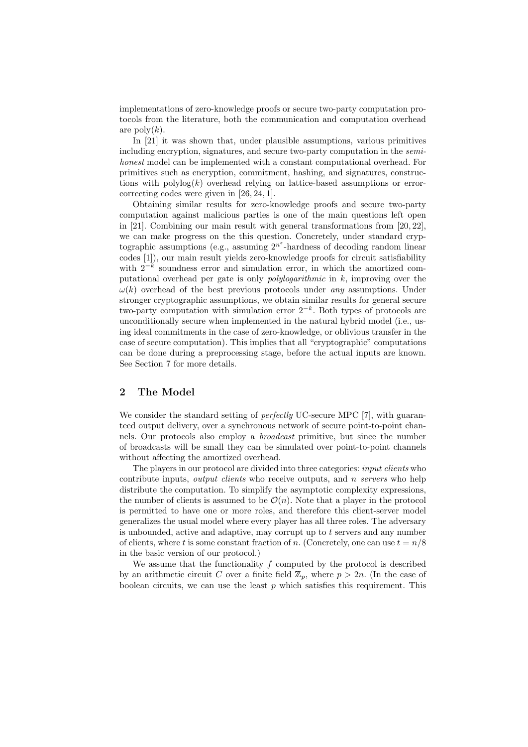implementations of zero-knowledge proofs or secure two-party computation protocols from the literature, both the communication and computation overhead are $\text{poly}(k)$.

In [21] it was shown that, under plausible assumptions, various primitives including encryption, signatures, and secure two-party computation in the *semi-honest* model can be implemented with a constant computational overhead. For primitives such as encryption, commitment, hashing, and signatures, constructions with $\text{polylog}(k)$ overhead relying on lattice-based assumptions or error-correcting codes were given in [26, 24, 1].

Obtaining similar results for zero-knowledge proofs and secure two-party computation against malicious parties is one of the main questions left open in [21]. Combining our main result with general transformations from [20, 22], we can make progress on the this question. Concretely, under standard cryptographic assumptions (e.g., assuming $2^{n^\varepsilon}$-hardness of decoding random linear codes [1]), our main result yields zero-knowledge proofs for circuit satisfiability with $2^{-k}$ soundness error and simulation error, in which the amortized computational overhead per gate is only *polylogarithmic* in $k$, improving over the $\omega(k)$ overhead of the best previous protocols under *any* assumptions. Under stronger cryptographic assumptions, we obtain similar results for general secure two-party computation with simulation error $2^{-k}$. Both types of protocols are unconditionally secure when implemented in the natural hybrid model (i.e., using ideal commitments in the case of zero-knowledge, or oblivious transfer in the case of secure computation). This implies that all "cryptographic" computations can be done during a preprocessing stage, before the actual inputs are known. See Section 7 for more details.

## 2 The Model

We consider the standard setting of *perfectly* UC-secure MPC [7], with guaranteed output delivery, over a synchronous network of secure point-to-point channels. Our protocols also employ a *broadcast* primitive, but since the number of broadcasts will be small they can be simulated over point-to-point channels without affecting the amortized overhead.

The players in our protocol are divided into three categories: *input clients* who contribute inputs, *output clients* who receive outputs, and $n$ *servers* who help distribute the computation. To simplify the asymptotic complexity expressions, the number of clients is assumed to be $\mathcal{O}(n)$. Note that a player in the protocol is permitted to have one or more roles, and therefore this client-server model generalizes the usual model where every player has all three roles. The adversary is unbounded, active and adaptive, may corrupt up to $t$ servers and any number of clients, where $t$ is some constant fraction of $n$. (Concretely, one can use $t = n/8$ in the basic version of our protocol.)

We assume that the functionality $f$ computed by the protocol is described by an arithmetic circuit $C$ over a finite field $\mathbb{Z}_p$, where $p > 2n$. (In the case of boolean circuits, we can use the least $p$ which satisfies this requirement. This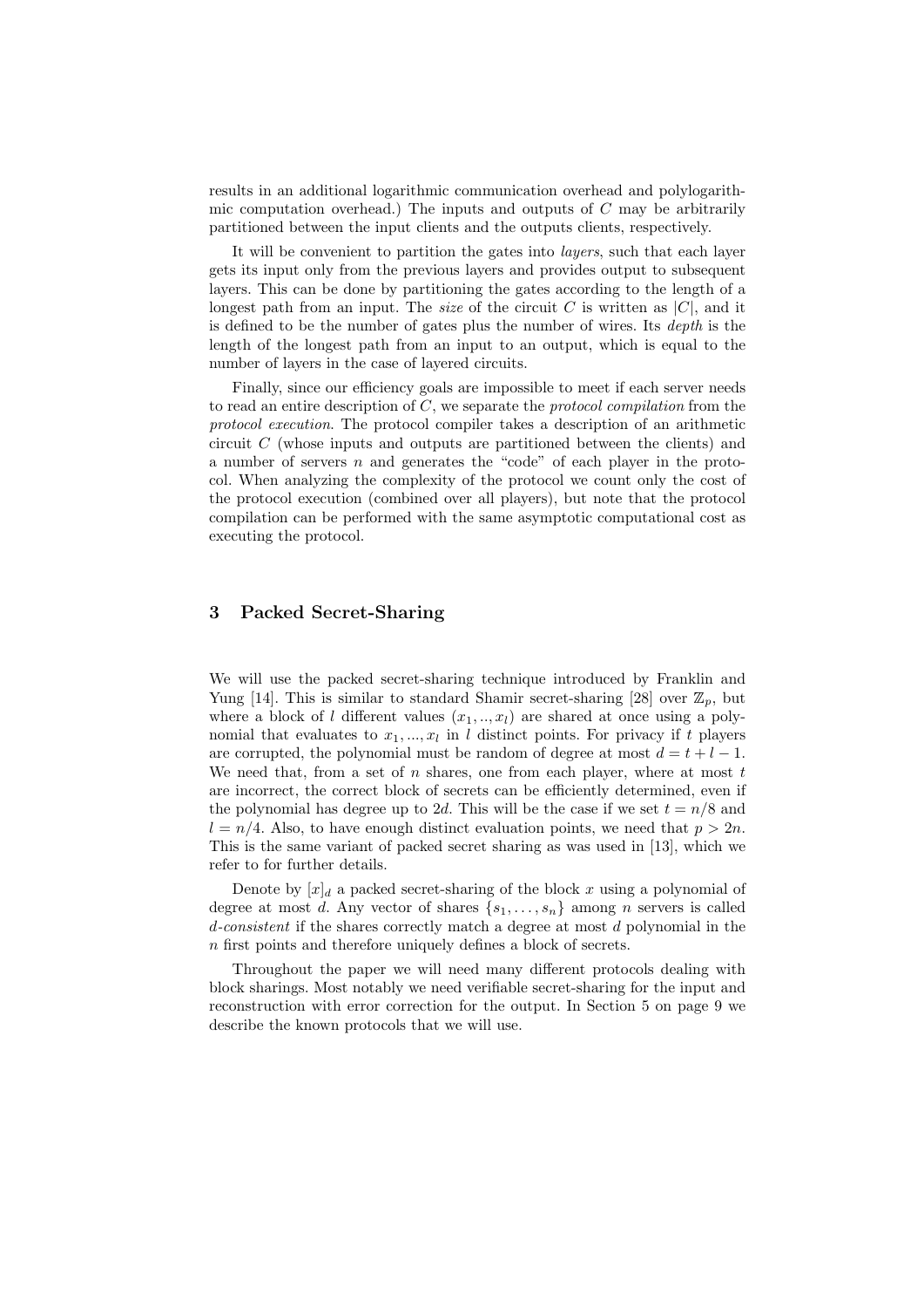results in an additional logarithmic communication overhead and polylogarithmic computation overhead.) The inputs and outputs of $C$ may be arbitrarily partitioned between the input clients and the outputs clients, respectively.

It will be convenient to partition the gates into *layers*, such that each layer gets its input only from the previous layers and provides output to subsequent layers. This can be done by partitioning the gates according to the length of a longest path from an input. The *size* of the circuit $C$ is written as $|C|$, and it is defined to be the number of gates plus the number of wires. Its *depth* is the length of the longest path from an input to an output, which is equal to the number of layers in the case of layered circuits.

Finally, since our efficiency goals are impossible to meet if each server needs to read an entire description of $C$, we separate the *protocol compilation* from the *protocol execution*. The protocol compiler takes a description of an arithmetic circuit $C$ (whose inputs and outputs are partitioned between the clients) and a number of servers $n$ and generates the "code" of each player in the protocol. When analyzing the complexity of the protocol we count only the cost of the protocol execution (combined over all players), but note that the protocol compilation can be performed with the same asymptotic computational cost as executing the protocol.

## 3 Packed Secret-Sharing

We will use the packed secret-sharing technique introduced by Franklin and Yung [14]. This is similar to standard Shamir secret-sharing [28] over $\mathbb{Z}_p$, but where a block of $l$ different values $(x_1, .., x_l)$ are shared at once using a polynomial that evaluates to $x_1, ..., x_l$ in $l$ distinct points. For privacy if $t$ players are corrupted, the polynomial must be random of degree at most $d = t + l - 1$. We need that, from a set of $n$ shares, one from each player, where at most $t$ are incorrect, the correct block of secrets can be efficiently determined, even if the polynomial has degree up to $2d$. This will be the case if we set $t = n/8$ and $l = n/4$. Also, to have enough distinct evaluation points, we need that $p > 2n$. This is the same variant of packed secret sharing as was used in [13], which we refer to for further details.

Denote by $[x]_d$ a packed secret-sharing of the block $x$ using a polynomial of degree at most $d$. Any vector of shares $\{s_1, \ldots, s_n\}$ among $n$ servers is called *d-consistent* if the shares correctly match a degree at most $d$ polynomial in the $n$ first points and therefore uniquely defines a block of secrets.

Throughout the paper we will need many different protocols dealing with block sharings. Most notably we need verifiable secret-sharing for the input and reconstruction with error correction for the output. In Section 5 on page 9 we describe the known protocols that we will use.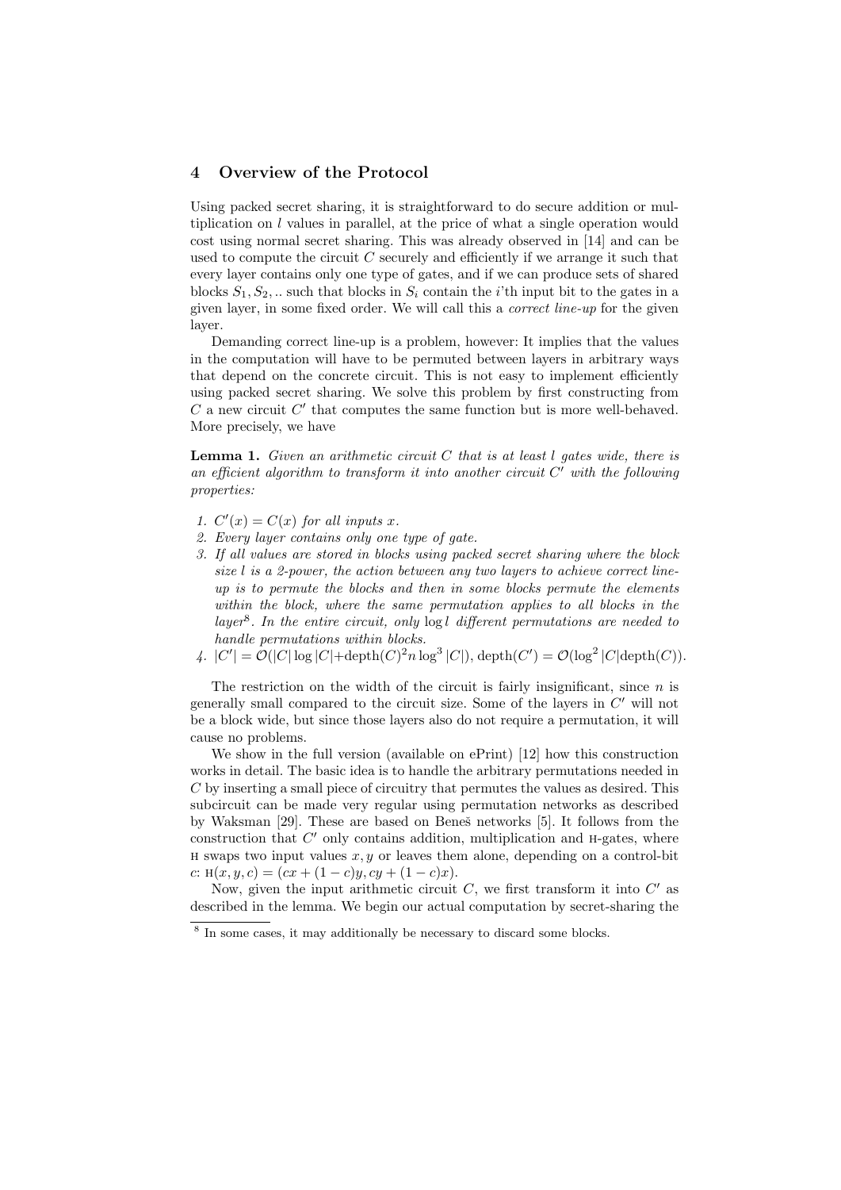## 4 Overview of the Protocol

Using packed secret sharing, it is straightforward to do secure addition or multiplication on $l$ values in parallel, at the price of what a single operation would cost using normal secret sharing. This was already observed in [14] and can be used to compute the circuit $C$ securely and efficiently if we arrange it such that every layer contains only one type of gates, and if we can produce sets of shared blocks $S_1, S_2, ..$ such that blocks in $S_i$ contain the $i$'th input bit to the gates in a given layer, in some fixed order. We will call this a *correct line-up* for the given layer.

Demanding correct line-up is a problem, however: It implies that the values in the computation will have to be permuted between layers in arbitrary ways that depend on the concrete circuit. This is not easy to implement efficiently using packed secret sharing. We solve this problem by first constructing from $C$ a new circuit $C'$ that computes the same function but is more well-behaved. More precisely, we have

**Lemma 1.** *Given an arithmetic circuit $C$ that is at least $l$ gates wide, there is an efficient algorithm to transform it into another circuit $C'$ with the following properties:*

1. *$C'(x) = C(x)$ for all inputs $x$.*
2. *Every layer contains only one type of gate.*
3. *If all values are stored in blocks using packed secret sharing where the block size $l$ is a 2-power, the action between any two layers to achieve correct line-up is to permute the blocks and then in some blocks permute the elements within the block, where the same permutation applies to all blocks in the layer*[8]*. In the entire circuit, only $\log l$ different permutations are needed to handle permutations within blocks.*
4. *$|C'| = \mathcal{O}(|C| \log |C| + \text{depth}(C)^2 n \log^3 |C|)$, $\text{depth}(C') = \mathcal{O}(\log^2 |C| \text{depth}(C))$.*

The restriction on the width of the circuit is fairly insignificant, since $n$ is generally small compared to the circuit size. Some of the layers in $C'$ will not be a block wide, but since those layers also do not require a permutation, it will cause no problems.

We show in the full version (available on ePrint) [12] how this construction works in detail. The basic idea is to handle the arbitrary permutations needed in $C$ by inserting a small piece of circuitry that permutes the values as desired. This subcircuit can be made very regular using permutation networks as described by Waksman [29]. These are based on Beneš networks [5]. It follows from the construction that $C'$ only contains addition, multiplication and H-gates, where H swaps two input values $x, y$ or leaves them alone, depending on a control-bit $c$: $\text{H}(x, y, c) = (cx + (1-c)y, cy + (1-c)x)$.

Now, given the input arithmetic circuit $C$, we first transform it into $C'$ as described in the lemma. We begin our actual computation by secret-sharing the

[8] In some cases, it may additionally be necessary to discard some blocks.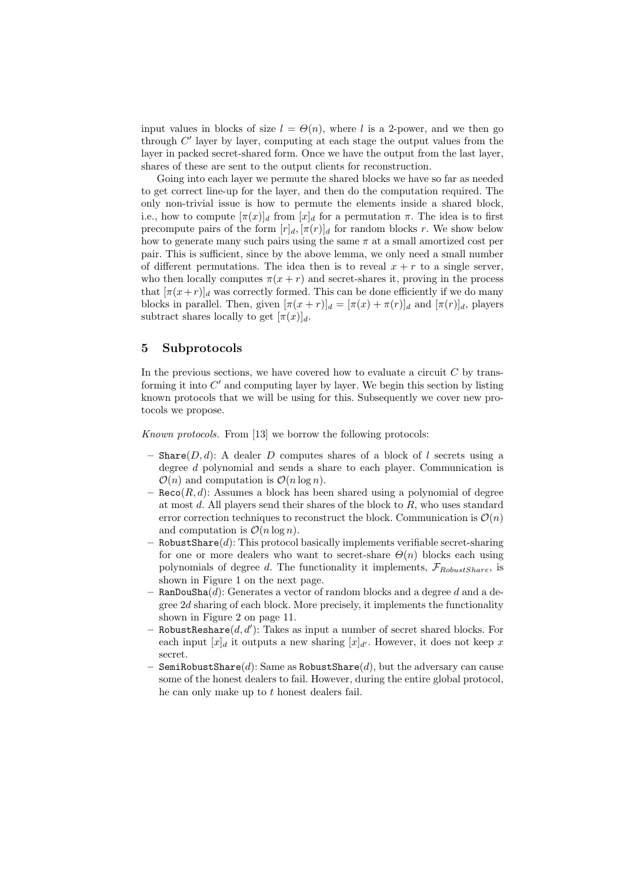input values in blocks of size $l = \Theta(n)$, where $l$ is a 2-power, and we then go through $C'$ layer by layer, computing at each stage the output values from the layer in packed secret-shared form. Once we have the output from the last layer, shares of these are sent to the output clients for reconstruction.

Going into each layer we permute the shared blocks we have so far as needed to get correct line-up for the layer, and then do the computation required. The only non-trivial issue is how to permute the elements inside a shared block, i.e., how to compute $[\pi(x)]_d$ from $[x]_d$ for a permutation $\pi$. The idea is to first precompute pairs of the form $[r]_d, [\pi(r)]_d$ for random blocks $r$. We show below how to generate many such pairs using the same $\pi$ at a small amortized cost per pair. This is sufficient, since by the above lemma, we only need a small number of different permutations. The idea then is to reveal $x + r$ to a single server, who then locally computes $\pi(x + r)$ and secret-shares it, proving in the process that $[\pi(x+r)]_d$ was correctly formed. This can be done efficiently if we do many blocks in parallel. Then, given $[\pi(x + r)]_d = [\pi(x) + \pi(r)]_d$ and $[\pi(r)]_d$, players subtract shares locally to get $[\pi(x)]_d$.

## 5 Subprotocols

In the previous sections, we have covered how to evaluate a circuit $C$ by transforming it into $C'$ and computing layer by layer. We begin this section by listing known protocols that we will be using for this. Subsequently we cover new protocols we propose.

*Known protocols.* From [13] we borrow the following protocols:

- `Share`$(D, d)$: A dealer $D$ computes shares of a block of $l$ secrets using a degree $d$ polynomial and sends a share to each player. Communication is $\mathcal{O}(n)$ and computation is $\mathcal{O}(n \log n)$.
- `Reco`$(R, d)$: Assumes a block has been shared using a polynomial of degree at most $d$. All players send their shares of the block to $R$, who uses standard error correction techniques to reconstruct the block. Communication is $\mathcal{O}(n)$ and computation is $\mathcal{O}(n \log n)$.
- `RobustShare`$(d)$: This protocol basically implements verifiable secret-sharing for one or more dealers who want to secret-share $\Theta(n)$ blocks each using polynomials of degree $d$. The functionality it implements, $\mathcal{F}_{RobustShare}$, is shown in Figure 1 on the next page.
- `RanDouSha`$(d)$: Generates a vector of random blocks and a degree $d$ and a degree $2d$ sharing of each block. More precisely, it implements the functionality shown in Figure 2 on page 11.
- `RobustReshare`$(d, d')$: Takes as input a number of secret shared blocks. For each input $[x]_d$ it outputs a new sharing $[x]_{d'}$. However, it does not keep $x$ secret.
- `SemiRobustShare`$(d)$: Same as `RobustShare`$(d)$, but the adversary can cause some of the honest dealers to fail. However, during the entire global protocol, he can only make up to $t$ honest dealers fail.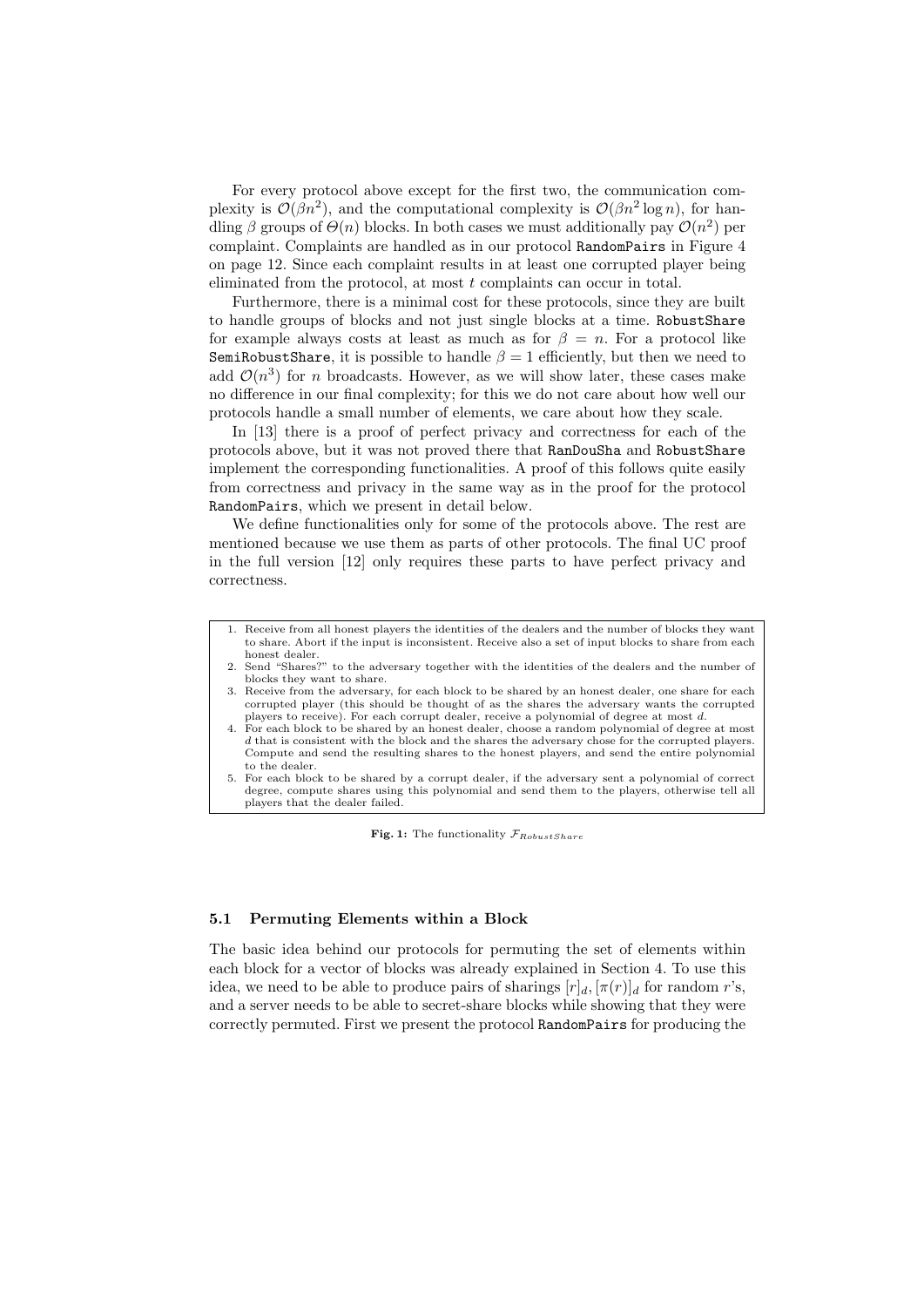For every protocol above except for the first two, the communication complexity is $\mathcal{O}(\beta n^2)$, and the computational complexity is $\mathcal{O}(\beta n^2 \log n)$, for handling $\beta$ groups of $\Theta(n)$ blocks. In both cases we must additionally pay $\mathcal{O}(n^2)$ per complaint. Complaints are handled as in our protocol RandomPairs in Figure 4 on page 12. Since each complaint results in at least one corrupted player being eliminated from the protocol, at most $t$ complaints can occur in total.

Furthermore, there is a minimal cost for these protocols, since they are built to handle groups of blocks and not just single blocks at a time. RobustShare for example always costs at least as much as for $\beta = n$. For a protocol like SemiRobustShare, it is possible to handle $\beta = 1$ efficiently, but then we need to add $\mathcal{O}(n^3)$ for $n$ broadcasts. However, as we will show later, these cases make no difference in our final complexity; for this we do not care about how well our protocols handle a small number of elements, we care about how they scale.

In [13] there is a proof of perfect privacy and correctness for each of the protocols above, but it was not proved there that RanDouSha and RobustShare implement the corresponding functionalities. A proof of this follows quite easily from correctness and privacy in the same way as in the proof for the protocol RandomPairs, which we present in detail below.

We define functionalities only for some of the protocols above. The rest are mentioned because we use them as parts of other protocols. The final UC proof in the full version [12] only requires these parts to have perfect privacy and correctness.

1. Receive from all honest players the identities of the dealers and the number of blocks they want to share. Abort if the input is inconsistent. Receive also a set of input blocks to share from each honest dealer.
2. Send "Shares?" to the adversary together with the identities of the dealers and the number of blocks they want to share.
3. Receive from the adversary, for each block to be shared by an honest dealer, one share for each corrupted player (this should be thought of as the shares the adversary wants the corrupted players to receive). For each corrupt dealer, receive a polynomial of degree at most $d$.
4. For each block to be shared by an honest dealer, choose a random polynomial of degree at most $d$ that is consistent with the block and the shares the adversary chose for the corrupted players. Compute and send the resulting shares to the honest players, and send the entire polynomial to the dealer.
5. For each block to be shared by a corrupt dealer, if the adversary sent a polynomial of correct degree, compute shares using this polynomial and send them to the players, otherwise tell all players that the dealer failed.

**Fig. 1:** The functionality $\mathcal{F}_{RobustShare}$

### 5.1 Permuting Elements within a Block

The basic idea behind our protocols for permuting the set of elements within each block for a vector of blocks was already explained in Section 4. To use this idea, we need to be able to produce pairs of sharings $[r]_d, [\pi(r)]_d$ for random $r$'s, and a server needs to be able to secret-share blocks while showing that they were correctly permuted. First we present the protocol RandomPairs for producing the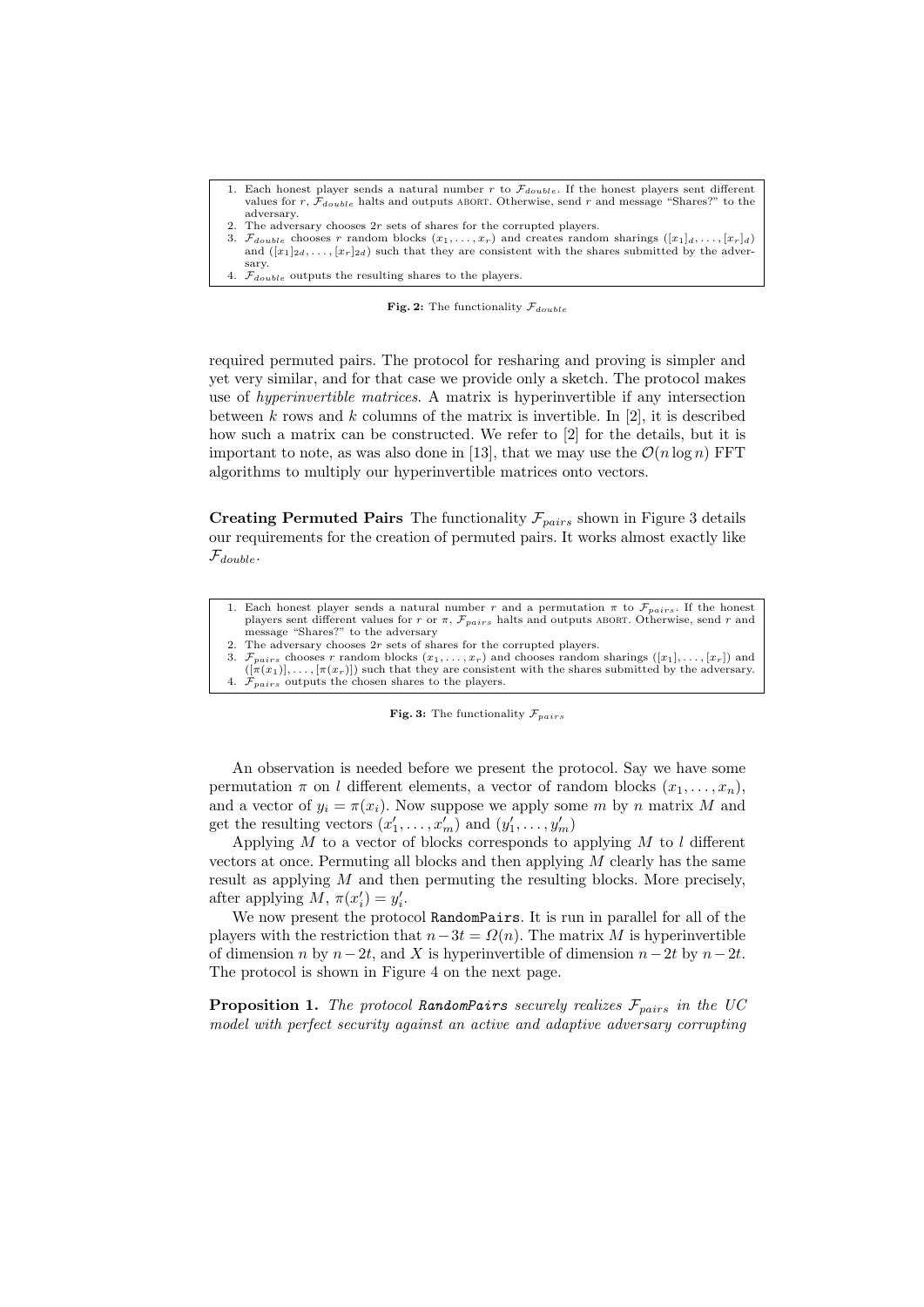1. Each honest player sends a natural number $r$ to $\mathcal{F}_{double}$. If the honest players sent different values for $r$, $\mathcal{F}_{double}$ halts and outputs ABORT. Otherwise, send $r$ and message "Shares?" to the adversary.
2. The adversary chooses $2r$ sets of shares for the corrupted players.
3. $\mathcal{F}_{double}$ chooses $r$ random blocks $(x_1, \ldots, x_r)$ and creates random sharings $([x_1]_d, \ldots, [x_r]_d)$ and $([x_1]_{2d}, \ldots, [x_r]_{2d})$ such that they are consistent with the shares submitted by the adversary.
4. $\mathcal{F}_{double}$ outputs the resulting shares to the players.

**Fig. 2:** The functionality $\mathcal{F}_{double}$

required permuted pairs. The protocol for resharing and proving is simpler and yet very similar, and for that case we provide only a sketch. The protocol makes use of *hyperinvertible matrices*. A matrix is hyperinvertible if any intersection between $k$ rows and $k$ columns of the matrix is invertible. In [2], it is described how such a matrix can be constructed. We refer to [2] for the details, but it is important to note, as was also done in [13], that we may use the $\mathcal{O}(n \log n)$ FFT algorithms to multiply our hyperinvertible matrices onto vectors.

**Creating Permuted Pairs** The functionality $\mathcal{F}_{pairs}$ shown in Figure 3 details our requirements for the creation of permuted pairs. It works almost exactly like $\mathcal{F}_{double}$.

1. Each honest player sends a natural number $r$ and a permutation $\pi$ to $\mathcal{F}_{pairs}$. If the honest players sent different values for $r$ or $\pi$, $\mathcal{F}_{pairs}$ halts and outputs ABORT. Otherwise, send $r$ and message "Shares?" to the adversary
2. The adversary chooses $2r$ sets of shares for the corrupted players.
3. $\mathcal{F}_{pairs}$ chooses $r$ random blocks $(x_1, \ldots, x_r)$ and chooses random sharings $([x_1], \ldots, [x_r])$ and $([\pi(x_1)], \ldots, [\pi(x_r)])$ such that they are consistent with the shares submitted by the adversary.
4. $\mathcal{F}_{pairs}$ outputs the chosen shares to the players.

**Fig. 3:** The functionality $\mathcal{F}_{pairs}$

An observation is needed before we present the protocol. Say we have some permutation $\pi$ on $l$ different elements, a vector of random blocks $(x_1, \ldots, x_n)$, and a vector of $y_i = \pi(x_i)$. Now suppose we apply some $m$ by $n$ matrix $M$ and get the resulting vectors $(x'_1, \ldots, x'_m)$ and $(y'_1, \ldots, y'_m)$

Applying $M$ to a vector of blocks corresponds to applying $M$ to $l$ different vectors at once. Permuting all blocks and then applying $M$ clearly has the same result as applying $M$ and then permuting the resulting blocks. More precisely, after applying $M$, $\pi(x'_i) = y'_i$.

We now present the protocol RandomPairs. It is run in parallel for all of the players with the restriction that $n - 3t = \Omega(n)$. The matrix $M$ is hyperinvertible of dimension $n$ by $n - 2t$, and $X$ is hyperinvertible of dimension $n - 2t$ by $n - 2t$. The protocol is shown in Figure 4 on the next page.

**Proposition 1.** *The protocol* RandomPairs *securely realizes $\mathcal{F}_{pairs}$ in the UC model with perfect security against an active and adaptive adversary corrupting*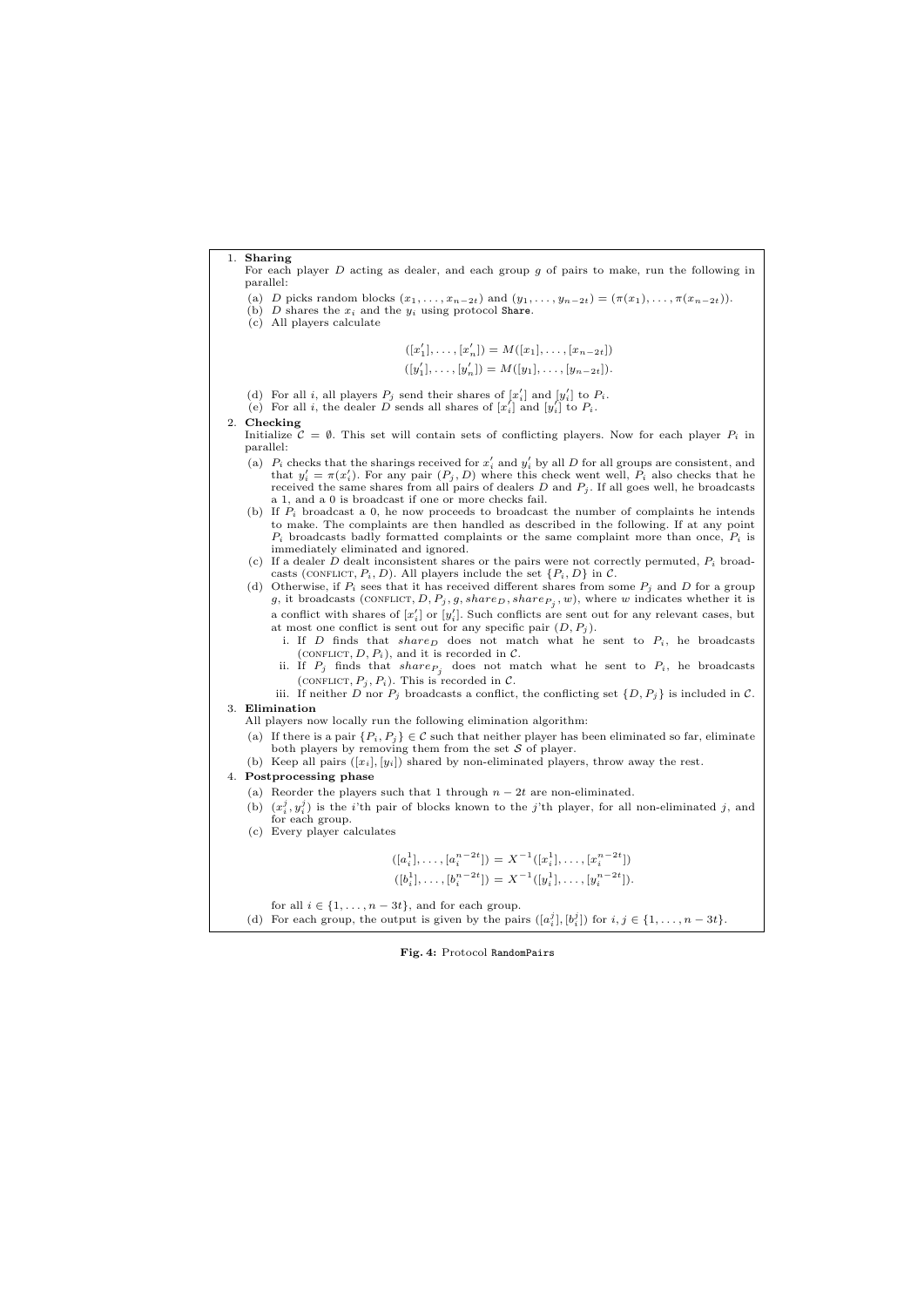1. **Sharing**
   For each player $D$ acting as dealer, and each group $g$ of pairs to make, run the following in parallel:
   (a) $D$ picks random blocks $(x_1, \ldots, x_{n-2t})$ and $(y_1, \ldots, y_{n-2t}) = (\pi(x_1), \ldots, \pi(x_{n-2t}))$.
   (b) $D$ shares the $x_i$ and the $y_i$ using protocol `Share`.
   (c) All players calculate

   $$([x'_1], \ldots, [x'_n]) = M([x_1], \ldots, [x_{n-2t}])$$
   $$([y'_1], \ldots, [y'_n]) = M([y_1], \ldots, [y_{n-2t}]).$$

   (d) For all $i$, all players $P_j$ send their shares of $[x'_i]$ and $[y'_i]$ to $P_i$.
   (e) For all $i$, the dealer $D$ sends all shares of $[x'_i]$ and $[y'_i]$ to $P_i$.
2. **Checking**
   Initialize $\mathcal{C} = \emptyset$. This set will contain sets of conflicting players. Now for each player $P_i$ in parallel:
   (a) $P_i$ checks that the sharings received for $x'_i$ and $y'_i$ by all $D$ for all groups are consistent, and that $y'_i = \pi(x'_i)$. For any pair $(P_j, D)$ where this check went well, $P_i$ also checks that he received the same shares from all pairs of dealers $D$ and $P_j$. If all goes well, he broadcasts a 1, and a 0 is broadcast if one or more checks fail.
   (b) If $P_i$ broadcast a 0, he now proceeds to broadcast the number of complaints he intends to make. The complaints are then handled as described in the following. If at any point $P_i$ broadcasts badly formatted complaints or the same complaint more than once, $P_i$ is immediately eliminated and ignored.
   (c) If a dealer $D$ dealt inconsistent shares or the pairs were not correctly permuted, $P_i$ broadcasts (CONFLICT, $P_i, D$). All players include the set $\{P_i, D\}$ in $\mathcal{C}$.
   (d) Otherwise, if $P_i$ sees that it has received different shares from some $P_j$ and $D$ for a group $g$, it broadcasts (CONFLICT, $D, P_j, g, share_D, share_{P_j}, w$), where $w$ indicates whether it is a conflict with shares of $[x'_i]$ or $[y'_i]$. Such conflicts are sent out for any relevant cases, but at most one conflict is sent out for any specific pair $(D, P_j)$.
      i. If $D$ finds that $share_D$ does not match what he sent to $P_i$, he broadcasts (CONFLICT, $D, P_i$), and it is recorded in $\mathcal{C}$.
      ii. If $P_j$ finds that $share_{P_j}$ does not match what he sent to $P_i$, he broadcasts (CONFLICT, $P_j, P_i$). This is recorded in $\mathcal{C}$.
      iii. If neither $D$ nor $P_j$ broadcasts a conflict, the conflicting set $\{D, P_j\}$ is included in $\mathcal{C}$.
3. **Elimination**
   All players now locally run the following elimination algorithm:
   (a) If there is a pair $\{P_i, P_j\} \in \mathcal{C}$ such that neither player has been eliminated so far, eliminate both players by removing them from the set $\mathcal{S}$ of player.
   (b) Keep all pairs $([x_i], [y_i])$ shared by non-eliminated players, throw away the rest.
4. **Postprocessing phase**
   (a) Reorder the players such that 1 through $n - 2t$ are non-eliminated.
   (b) $(x^j_i, y^j_i)$ is the $i$'th pair of blocks known to the $j$'th player, for all non-eliminated $j$, and for each group.
   (c) Every player calculates

   $$([a^1_i], \ldots, [a^{n-2t}_i]) = X^{-1}([x^1_i], \ldots, [x^{n-2t}_i])$$
   $$([b^1_i], \ldots, [b^{n-2t}_i]) = X^{-1}([y^1_i], \ldots, [y^{n-2t}_i]).$$

   for all $i \in \{1, \ldots, n - 3t\}$, and for each group.
   (d) For each group, the output is given by the pairs $([a^j_i], [b^j_i])$ for $i, j \in \{1, \ldots, n - 3t\}$.

**Fig. 4:** Protocol `RandomPairs`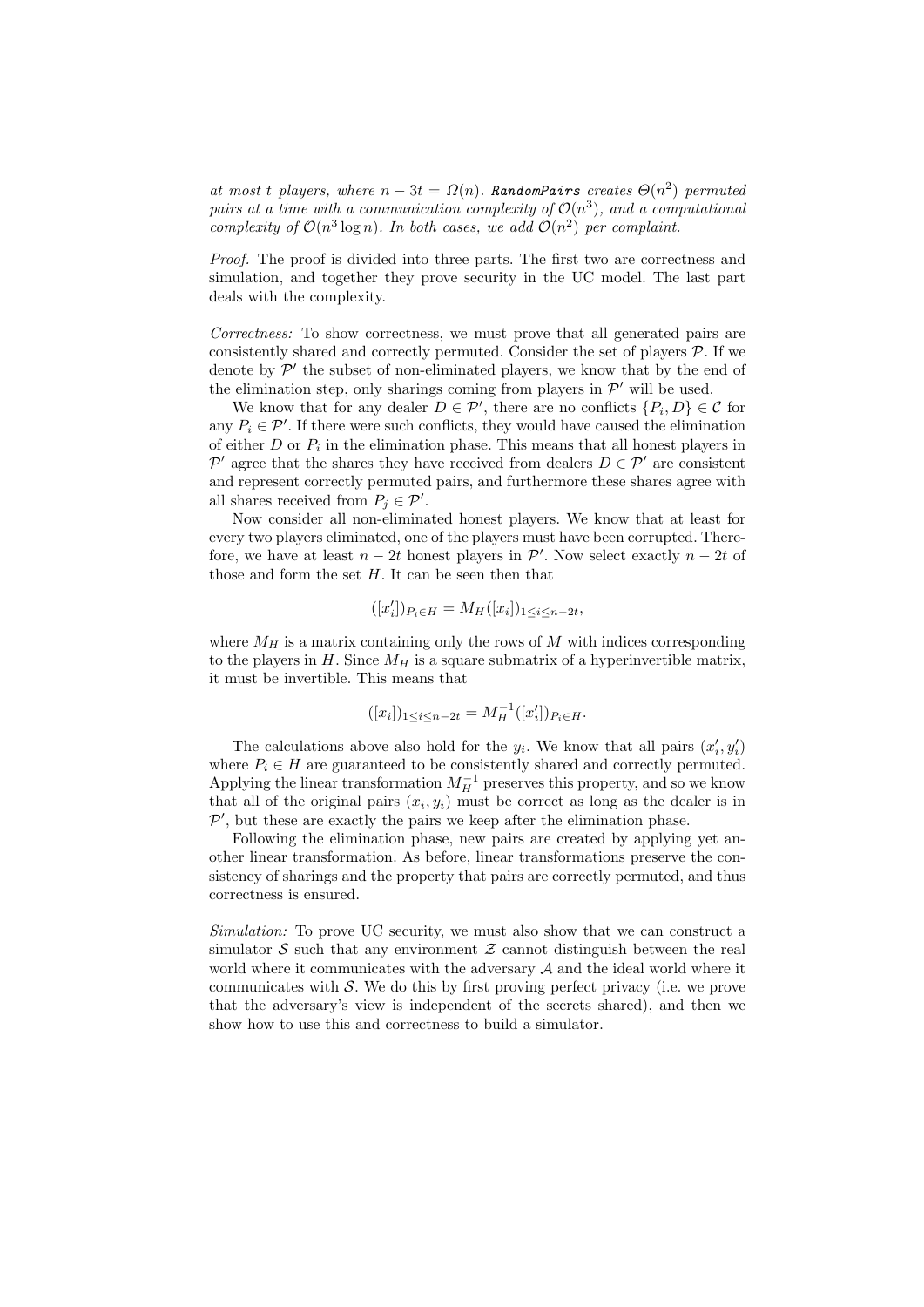*at most t players, where $n - 3t = \Omega(n)$.* **RandomPairs** *creates $\Theta(n^2)$ permuted pairs at a time with a communication complexity of $\mathcal{O}(n^3)$, and a computational complexity of $\mathcal{O}(n^3 \log n)$. In both cases, we add $\mathcal{O}(n^2)$ per complaint.*

*Proof.* The proof is divided into three parts. The first two are correctness and simulation, and together they prove security in the UC model. The last part deals with the complexity.

*Correctness:* To show correctness, we must prove that all generated pairs are consistently shared and correctly permuted. Consider the set of players $\mathcal{P}$. If we denote by $\mathcal{P}'$ the subset of non-eliminated players, we know that by the end of the elimination step, only sharings coming from players in $\mathcal{P}'$ will be used.

We know that for any dealer $D \in \mathcal{P}'$, there are no conflicts $\{P_i, D\} \in \mathcal{C}$ for any $P_i \in \mathcal{P}'$. If there were such conflicts, they would have caused the elimination of either $D$ or $P_i$ in the elimination phase. This means that all honest players in $\mathcal{P}'$ agree that the shares they have received from dealers $D \in \mathcal{P}'$ are consistent and represent correctly permuted pairs, and furthermore these shares agree with all shares received from $P_j \in \mathcal{P}'$.

Now consider all non-eliminated honest players. We know that at least for every two players eliminated, one of the players must have been corrupted. Therefore, we have at least $n - 2t$ honest players in $\mathcal{P}'$. Now select exactly $n - 2t$ of those and form the set $H$. It can be seen then that

$$([x'_i])_{P_i \in H} = M_H([x_i])_{1 \leq i \leq n-2t},$$

where $M_H$ is a matrix containing only the rows of $M$ with indices corresponding to the players in $H$. Since $M_H$ is a square submatrix of a hyperinvertible matrix, it must be invertible. This means that

$$([x_i])_{1 \leq i \leq n-2t} = M_H^{-1}([x'_i])_{P_i \in H}.$$

The calculations above also hold for the $y_i$. We know that all pairs $(x'_i, y'_i)$ where $P_i \in H$ are guaranteed to be consistently shared and correctly permuted. Applying the linear transformation $M_H^{-1}$ preserves this property, and so we know that all of the original pairs $(x_i, y_i)$ must be correct as long as the dealer is in $\mathcal{P}'$, but these are exactly the pairs we keep after the elimination phase.

Following the elimination phase, new pairs are created by applying yet another linear transformation. As before, linear transformations preserve the consistency of sharings and the property that pairs are correctly permuted, and thus correctness is ensured.

*Simulation:* To prove UC security, we must also show that we can construct a simulator $\mathcal{S}$ such that any environment $\mathcal{Z}$ cannot distinguish between the real world where it communicates with the adversary $\mathcal{A}$ and the ideal world where it communicates with $\mathcal{S}$. We do this by first proving perfect privacy (i.e. we prove that the adversary's view is independent of the secrets shared), and then we show how to use this and correctness to build a simulator.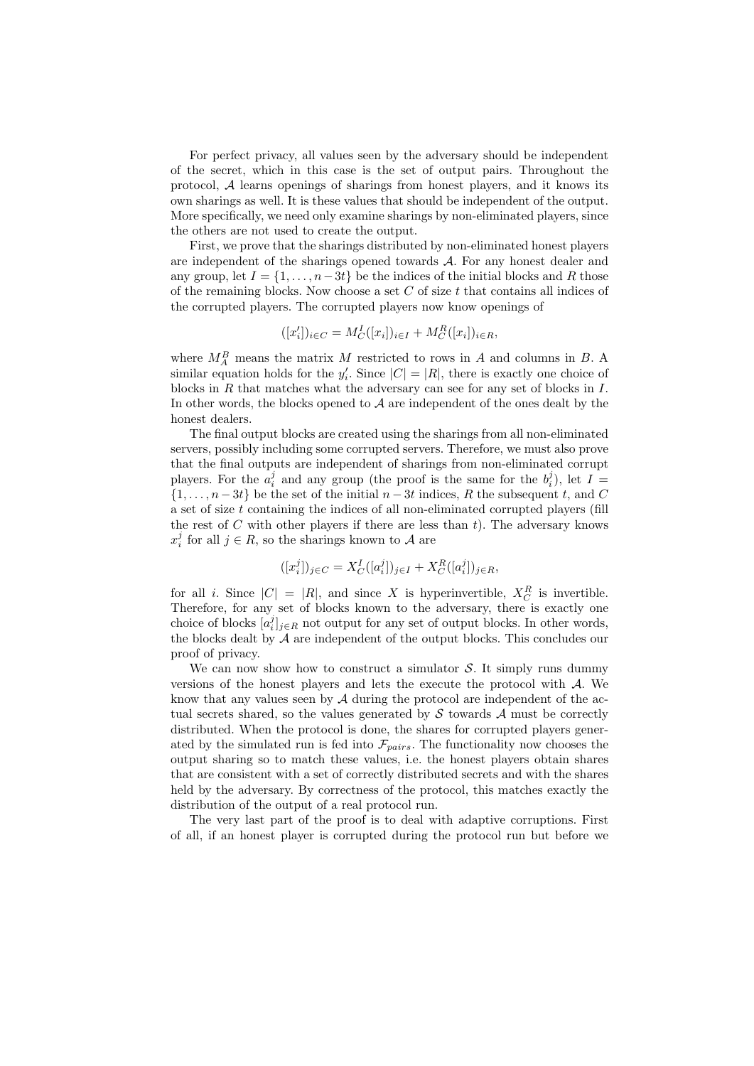For perfect privacy, all values seen by the adversary should be independent of the secret, which in this case is the set of output pairs. Throughout the protocol, $\mathcal{A}$ learns openings of sharings from honest players, and it knows its own sharings as well. It is these values that should be independent of the output. More specifically, we need only examine sharings by non-eliminated players, since the others are not used to create the output.

First, we prove that the sharings distributed by non-eliminated honest players are independent of the sharings opened towards $\mathcal{A}$. For any honest dealer and any group, let $I = \{1, \dots, n-3t\}$ be the indices of the initial blocks and $R$ those of the remaining blocks. Now choose a set $C$ of size $t$ that contains all indices of the corrupted players. The corrupted players now know openings of

$$([x'_i])_{i \in C} = M_C^I([x_i])_{i \in I} + M_C^R([x_i])_{i \in R},$$

where $M_A^B$ means the matrix $M$ restricted to rows in $A$ and columns in $B$. A similar equation holds for the $y'_i$. Since $|C| = |R|$, there is exactly one choice of blocks in $R$ that matches what the adversary can see for any set of blocks in $I$. In other words, the blocks opened to $\mathcal{A}$ are independent of the ones dealt by the honest dealers.

The final output blocks are created using the sharings from all non-eliminated servers, possibly including some corrupted servers. Therefore, we must also prove that the final outputs are independent of sharings from non-eliminated corrupt players. For the $a_i^j$ and any group (the proof is the same for the $b_i^j$), let $I = \{1, \dots, n-3t\}$ be the set of the initial $n-3t$ indices, $R$ the subsequent $t$, and $C$ a set of size $t$ containing the indices of all non-eliminated corrupted players (fill the rest of $C$ with other players if there are less than $t$). The adversary knows $x_i^j$ for all $j \in R$, so the sharings known to $\mathcal{A}$ are

$$([x_i^j])_{j \in C} = X_C^I([a_i^j])_{j \in I} + X_C^R([a_i^j])_{j \in R},$$

for all $i$. Since $|C| = |R|$, and since $X$ is hyperinvertible, $X_C^R$ is invertible. Therefore, for any set of blocks known to the adversary, there is exactly one choice of blocks $[a_i^j]_{j \in R}$ not output for any set of output blocks. In other words, the blocks dealt by $\mathcal{A}$ are independent of the output blocks. This concludes our proof of privacy.

We can now show how to construct a simulator $\mathcal{S}$. It simply runs dummy versions of the honest players and lets the execute the protocol with $\mathcal{A}$. We know that any values seen by $\mathcal{A}$ during the protocol are independent of the actual secrets shared, so the values generated by $\mathcal{S}$ towards $\mathcal{A}$ must be correctly distributed. When the protocol is done, the shares for corrupted players generated by the simulated run is fed into $\mathcal{F}_{pairs}$. The functionality now chooses the output sharing so to match these values, i.e. the honest players obtain shares that are consistent with a set of correctly distributed secrets and with the shares held by the adversary. By correctness of the protocol, this matches exactly the distribution of the output of a real protocol run.

The very last part of the proof is to deal with adaptive corruptions. First of all, if an honest player is corrupted during the protocol run but before we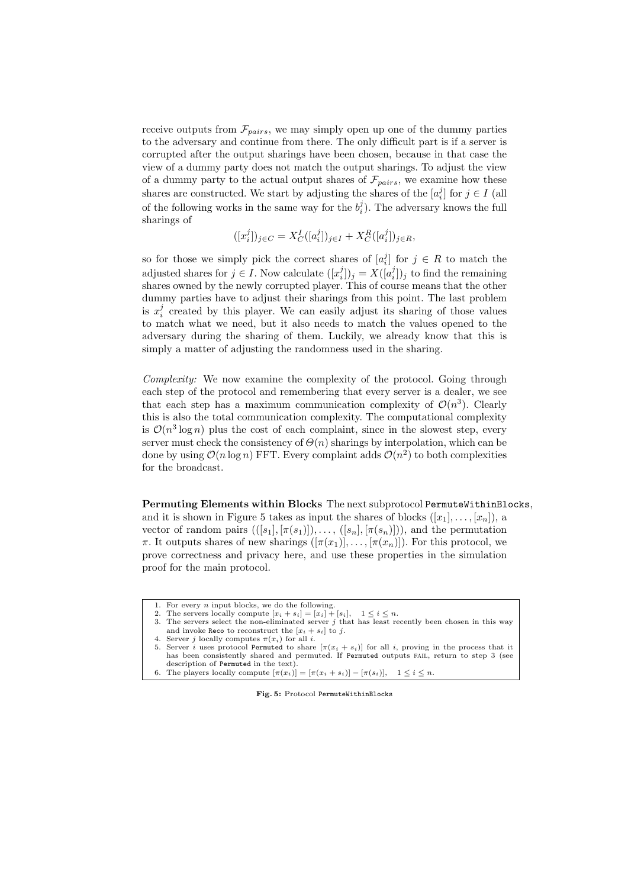receive outputs from $\mathcal{F}_{pairs}$, we may simply open up one of the dummy parties to the adversary and continue from there. The only difficult part is if a server is corrupted after the output sharings have been chosen, because in that case the view of a dummy party does not match the output sharings. To adjust the view of a dummy party to the actual output shares of $\mathcal{F}_{pairs}$, we examine how these shares are constructed. We start by adjusting the shares of the $[a_i^j]$ for $j \in I$ (all of the following works in the same way for the $b_i^j$). The adversary knows the full sharings of

$$([x_i^j])_{j \in C} = X_C^I([a_i^j])_{j \in I} + X_C^R([a_i^j])_{j \in R},$$

so for those we simply pick the correct shares of $[a_i^j]$ for $j \in R$ to match the adjusted shares for $j \in I$. Now calculate $([x_i^j])_j = X([a_i^j])_j$ to find the remaining shares owned by the newly corrupted player. This of course means that the other dummy parties have to adjust their sharings from this point. The last problem is $x_i^j$ created by this player. We can easily adjust its sharing of those values to match what we need, but it also needs to match the values opened to the adversary during the sharing of them. Luckily, we already know that this is simply a matter of adjusting the randomness used in the sharing.

*Complexity:* We now examine the complexity of the protocol. Going through each step of the protocol and remembering that every server is a dealer, we see that each step has a maximum communication complexity of $\mathcal{O}(n^3)$. Clearly this is also the total communication complexity. The computational complexity is $\mathcal{O}(n^3 \log n)$ plus the cost of each complaint, since in the slowest step, every server must check the consistency of $\Theta(n)$ sharings by interpolation, which can be done by using $\mathcal{O}(n \log n)$ FFT. Every complaint adds $\mathcal{O}(n^2)$ to both complexities for the broadcast.

**Permuting Elements within Blocks** The next subprotocol `PermuteWithinBlocks`, and it is shown in Figure 5 takes as input the shares of blocks $([x_1], \ldots, [x_n])$, a vector of random pairs $(([s_1], [\pi(s_1)]), \ldots, ([s_n], [\pi(s_n)]))$, and the permutation $\pi$. It outputs shares of new sharings $([\pi(x_1)], \ldots, [\pi(x_n)])$. For this protocol, we prove correctness and privacy here, and use these properties in the simulation proof for the main protocol.

1. For every $n$ input blocks, we do the following.
2. The servers locally compute $[x_i + s_i] = [x_i] + [s_i], \quad 1 \le i \le n$.
3. The servers select the non-eliminated server $j$ that has least recently been chosen in this way and invoke `Reco` to reconstruct the $[x_i + s_i]$ to $j$.
4. Server $j$ locally computes $\pi(x_i)$ for all $i$.
5. Server $i$ uses protocol `Permuted` to share $[\pi(x_i + s_i)]$ for all $i$, proving in the process that it has been consistently shared and permuted. If `Permuted` outputs FAIL, return to step 3 (see description of `Permuted` in the text).
6. The players locally compute $[\pi(x_i)] = [\pi(x_i + s_i)] - [\pi(s_i)], \quad 1 \le i \le n$.

**Fig. 5:** Protocol `PermuteWithinBlocks`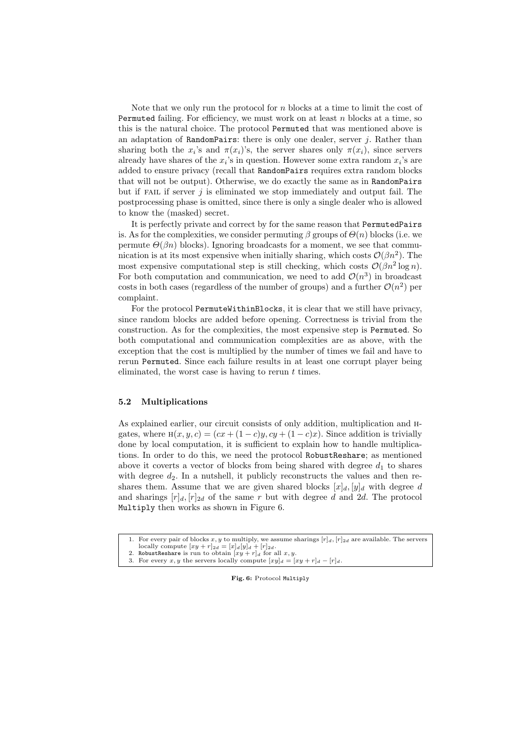Note that we only run the protocol for $n$ blocks at a time to limit the cost of `Permuted` failing. For efficiency, we must work on at least $n$ blocks at a time, so this is the natural choice. The protocol `Permuted` that was mentioned above is an adaptation of `RandomPairs`: there is only one dealer, server $j$. Rather than sharing both the $x_i$'s and $\pi(x_i)$'s, the server shares only $\pi(x_i)$, since servers already have shares of the $x_i$'s in question. However some extra random $x_i$'s are added to ensure privacy (recall that `RandomPairs` requires extra random blocks that will not be output). Otherwise, we do exactly the same as in `RandomPairs` but if FAIL if server $j$ is eliminated we stop immediately and output fail. The postprocessing phase is omitted, since there is only a single dealer who is allowed to know the (masked) secret.

It is perfectly private and correct by for the same reason that `PermutedPairs` is. As for the complexities, we consider permuting $\beta$ groups of $\Theta(n)$ blocks (i.e. we permute $\Theta(\beta n)$ blocks). Ignoring broadcasts for a moment, we see that communication is at its most expensive when initially sharing, which costs $\mathcal{O}(\beta n^2)$. The most expensive computational step is still checking, which costs $\mathcal{O}(\beta n^2 \log n)$. For both computation and communication, we need to add $\mathcal{O}(n^3)$ in broadcast costs in both cases (regardless of the number of groups) and a further $\mathcal{O}(n^2)$ per complaint.

For the protocol `PermuteWithinBlocks`, it is clear that we still have privacy, since random blocks are added before opening. Correctness is trivial from the construction. As for the complexities, the most expensive step is `Permuted`. So both computational and communication complexities are as above, with the exception that the cost is multiplied by the number of times we fail and have to rerun `Permuted`. Since each failure results in at least one corrupt player being eliminated, the worst case is having to rerun $t$ times.

### 5.2 Multiplications

As explained earlier, our circuit consists of only addition, multiplication and H-gates, where $\mathrm{H}(x, y, c) = (cx + (1-c)y, cy + (1-c)x)$. Since addition is trivially done by local computation, it is sufficient to explain how to handle multiplications. In order to do this, we need the protocol `RobustReshare`; as mentioned above it coverts a vector of blocks from being shared with degree $d_1$ to shares with degree $d_2$. In a nutshell, it publicly reconstructs the values and then reshares them. Assume that we are given shared blocks $[x]_d, [y]_d$ with degree $d$ and sharings $[r]_d, [r]_{2d}$ of the same $r$ but with degree $d$ and $2d$. The protocol `Multiply` then works as shown in Figure 6.

1. For every pair of blocks $x, y$ to multiply, we assume sharings $[r]_d, [r]_{2d}$ are available. The servers locally compute $[xy + r]_{2d} = [x]_d[y]_d + [r]_{2d}$.
2. `RobustReshare` is run to obtain $[xy + r]_d$ for all $x, y$.
3. For every $x, y$ the servers locally compute $[xy]_d = [xy + r]_d - [r]_d$.

**Fig. 6:** Protocol `Multiply`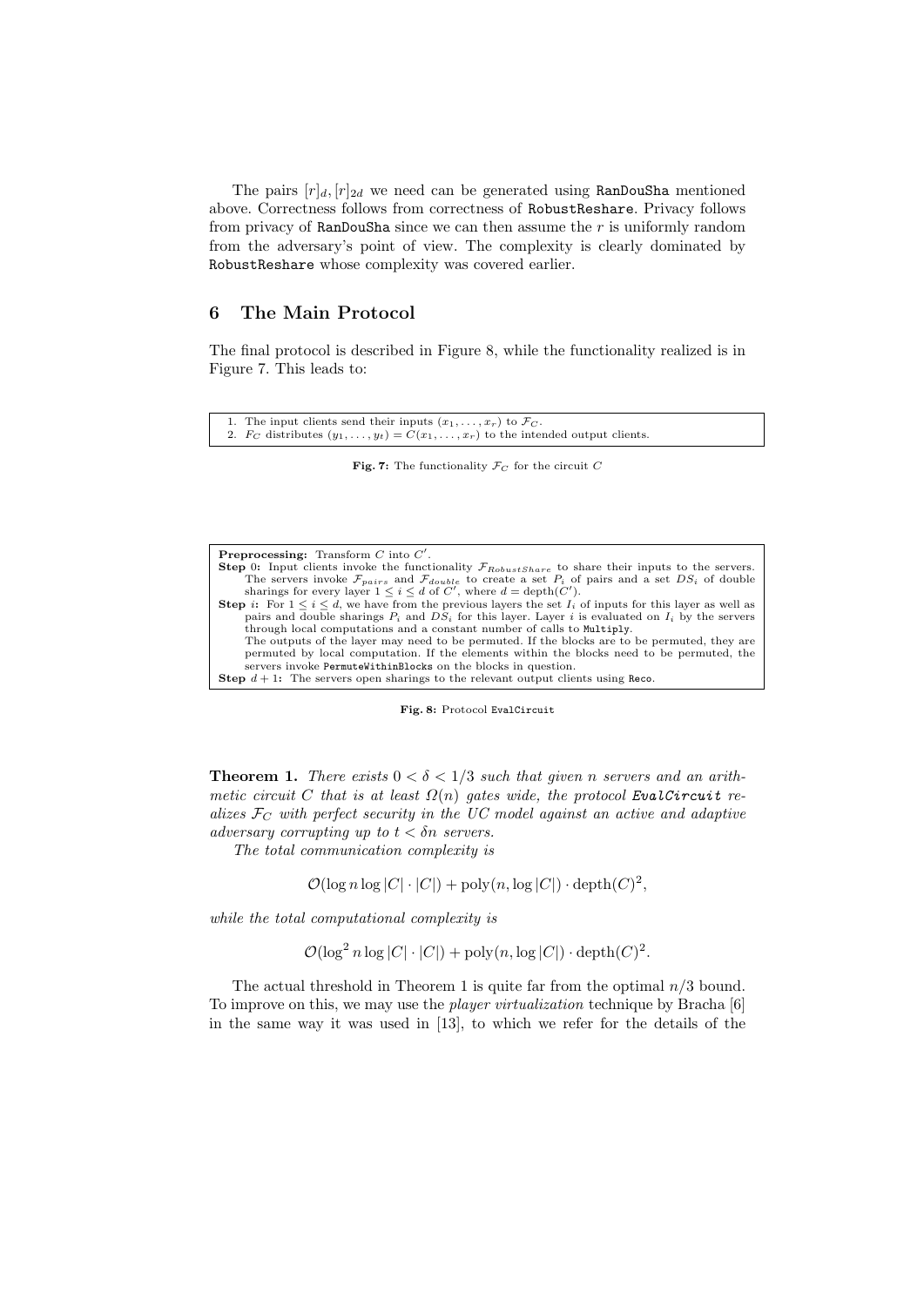The pairs $[r]_d, [r]_{2d}$ we need can be generated using RanDouSha mentioned above. Correctness follows from correctness of RobustReshare. Privacy follows from privacy of RanDouSha since we can then assume the $r$ is uniformly random from the adversary's point of view. The complexity is clearly dominated by RobustReshare whose complexity was covered earlier.

## 6 The Main Protocol

The final protocol is described in Figure 8, while the functionality realized is in Figure 7. This leads to:

1. The input clients send their inputs $(x_1, \ldots, x_r)$ to $\mathcal{F}_C$.
2. $F_C$ distributes $(y_1, \ldots, y_t) = C(x_1, \ldots, x_r)$ to the intended output clients.

**Fig. 7:** The functionality $\mathcal{F}_C$ for the circuit $C$

**Preprocessing:** Transform $C$ into $C'$.

**Step 0:** Input clients invoke the functionality $\mathcal{F}_{RobustShare}$ to share their inputs to the servers. The servers invoke $\mathcal{F}_{pairs}$ and $\mathcal{F}_{double}$ to create a set $P_i$ of pairs and a set $DS_i$ of double sharings for every layer $1 \leq i \leq d$ of $C'$, where $d = \text{depth}(C')$.

**Step $i$:** For $1 \leq i \leq d$, we have from the previous layers the set $I_i$ of inputs for this layer as well as pairs and double sharings $P_i$ and $DS_i$ for this layer. Layer $i$ is evaluated on $I_i$ by the servers through local computations and a constant number of calls to Multiply.
The outputs of the layer may need to be permuted. If the blocks are to be permuted, they are permuted by local computation. If the elements within the blocks need to be permuted, the servers invoke PermuteWithinBlocks on the blocks in question.

**Step $d + 1$:** The servers open sharings to the relevant output clients using Reco.

**Fig. 8:** Protocol EvalCircuit

**Theorem 1.** *There exists $0 < \delta < 1/3$ such that given $n$ servers and an arithmetic circuit $C$ that is at least $\Omega(n)$ gates wide, the protocol **EvalCircuit** realizes $\mathcal{F}_C$ with perfect security in the UC model against an active and adaptive adversary corrupting up to $t < \delta n$ servers.*

*The total communication complexity is*

$$\mathcal{O}(\log n \log |C| \cdot |C|) + \text{poly}(n, \log |C|) \cdot \text{depth}(C)^2,$$

*while the total computational complexity is*

$$\mathcal{O}(\log^2 n \log |C| \cdot |C|) + \text{poly}(n, \log |C|) \cdot \text{depth}(C)^2.$$

The actual threshold in Theorem 1 is quite far from the optimal $n/3$ bound. To improve on this, we may use the *player virtualization* technique by Bracha [6] in the same way it was used in [13], to which we refer for the details of the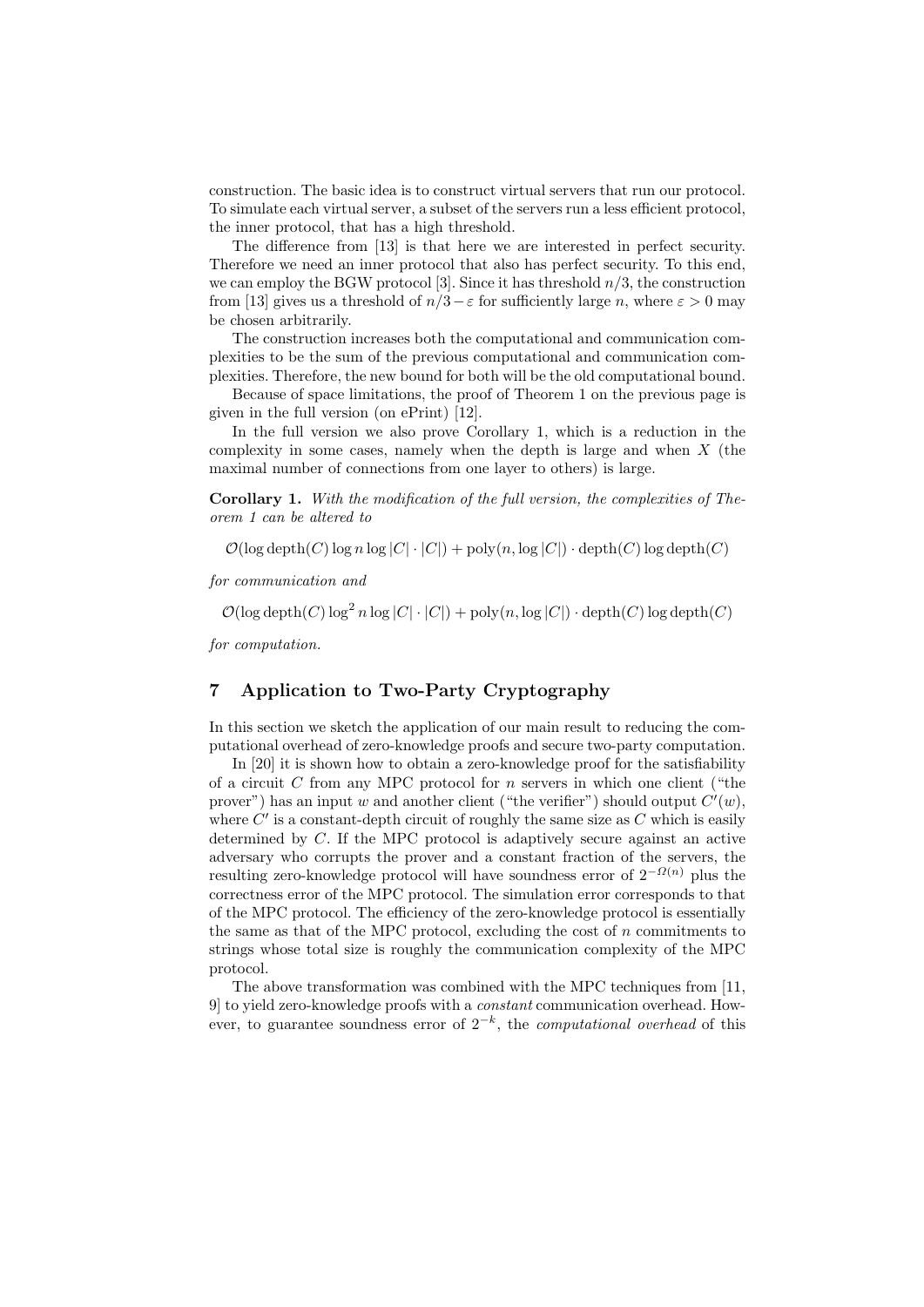construction. The basic idea is to construct virtual servers that run our protocol. To simulate each virtual server, a subset of the servers run a less efficient protocol, the inner protocol, that has a high threshold.

The difference from [13] is that here we are interested in perfect security. Therefore we need an inner protocol that also has perfect security. To this end, we can employ the BGW protocol [3]. Since it has threshold $n/3$, the construction from [13] gives us a threshold of $n/3 - \varepsilon$ for sufficiently large $n$, where $\varepsilon > 0$ may be chosen arbitrarily.

The construction increases both the computational and communication complexities to be the sum of the previous computational and communication complexities. Therefore, the new bound for both will be the old computational bound.

Because of space limitations, the proof of Theorem 1 on the previous page is given in the full version (on ePrint) [12].

In the full version we also prove Corollary 1, which is a reduction in the complexity in some cases, namely when the depth is large and when $X$ (the maximal number of connections from one layer to others) is large.

**Corollary 1.** *With the modification of the full version, the complexities of Theorem 1 can be altered to*

$$\mathcal{O}(\log \operatorname{depth}(C) \log n \log |C| \cdot |C|) + \operatorname{poly}(n, \log |C|) \cdot \operatorname{depth}(C) \log \operatorname{depth}(C)$$

*for communication and*

$$\mathcal{O}(\log \operatorname{depth}(C) \log^2 n \log |C| \cdot |C|) + \operatorname{poly}(n, \log |C|) \cdot \operatorname{depth}(C) \log \operatorname{depth}(C)$$

*for computation.*

## 7 Application to Two-Party Cryptography

In this section we sketch the application of our main result to reducing the computational overhead of zero-knowledge proofs and secure two-party computation.

In [20] it is shown how to obtain a zero-knowledge proof for the satisfiability of a circuit $C$ from any MPC protocol for $n$ servers in which one client ("the prover") has an input $w$ and another client ("the verifier") should output $C'(w)$, where $C'$ is a constant-depth circuit of roughly the same size as $C$ which is easily determined by $C$. If the MPC protocol is adaptively secure against an active adversary who corrupts the prover and a constant fraction of the servers, the resulting zero-knowledge protocol will have soundness error of $2^{-\Omega(n)}$ plus the correctness error of the MPC protocol. The simulation error corresponds to that of the MPC protocol. The efficiency of the zero-knowledge protocol is essentially the same as that of the MPC protocol, excluding the cost of $n$ commitments to strings whose total size is roughly the communication complexity of the MPC protocol.

The above transformation was combined with the MPC techniques from [11, 9] to yield zero-knowledge proofs with a *constant* communication overhead. However, to guarantee soundness error of $2^{-k}$, the *computational overhead* of this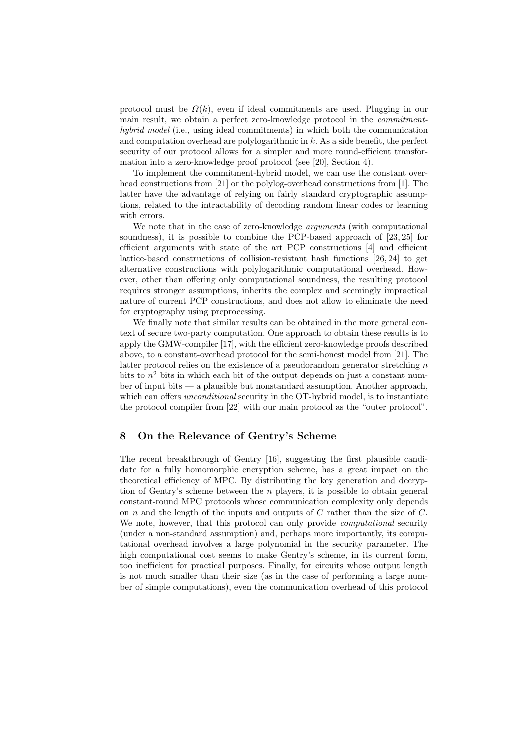protocol must be $\Omega(k)$, even if ideal commitments are used. Plugging in our main result, we obtain a perfect zero-knowledge protocol in the *commitment-hybrid model* (i.e., using ideal commitments) in which both the communication and computation overhead are polylogarithmic in $k$. As a side benefit, the perfect security of our protocol allows for a simpler and more round-efficient transformation into a zero-knowledge proof protocol (see [20], Section 4).

To implement the commitment-hybrid model, we can use the constant overhead constructions from [21] or the polylog-overhead constructions from [1]. The latter have the advantage of relying on fairly standard cryptographic assumptions, related to the intractability of decoding random linear codes or learning with errors.

We note that in the case of zero-knowledge *arguments* (with computational soundness), it is possible to combine the PCP-based approach of [23, 25] for efficient arguments with state of the art PCP constructions [4] and efficient lattice-based constructions of collision-resistant hash functions [26, 24] to get alternative constructions with polylogarithmic computational overhead. However, other than offering only computational soundness, the resulting protocol requires stronger assumptions, inherits the complex and seemingly impractical nature of current PCP constructions, and does not allow to eliminate the need for cryptography using preprocessing.

We finally note that similar results can be obtained in the more general context of secure two-party computation. One approach to obtain these results is to apply the GMW-compiler [17], with the efficient zero-knowledge proofs described above, to a constant-overhead protocol for the semi-honest model from [21]. The latter protocol relies on the existence of a pseudorandom generator stretching $n$ bits to $n^2$ bits in which each bit of the output depends on just a constant number of input bits — a plausible but nonstandard assumption. Another approach, which can offers *unconditional* security in the OT-hybrid model, is to instantiate the protocol compiler from [22] with our main protocol as the "outer protocol".

## 8 On the Relevance of Gentry's Scheme

The recent breakthrough of Gentry [16], suggesting the first plausible candidate for a fully homomorphic encryption scheme, has a great impact on the theoretical efficiency of MPC. By distributing the key generation and decryption of Gentry's scheme between the $n$ players, it is possible to obtain general constant-round MPC protocols whose communication complexity only depends on $n$ and the length of the inputs and outputs of $C$ rather than the size of $C$. We note, however, that this protocol can only provide *computational* security (under a non-standard assumption) and, perhaps more importantly, its computational overhead involves a large polynomial in the security parameter. The high computational cost seems to make Gentry's scheme, in its current form, too inefficient for practical purposes. Finally, for circuits whose output length is not much smaller than their size (as in the case of performing a large number of simple computations), even the communication overhead of this protocol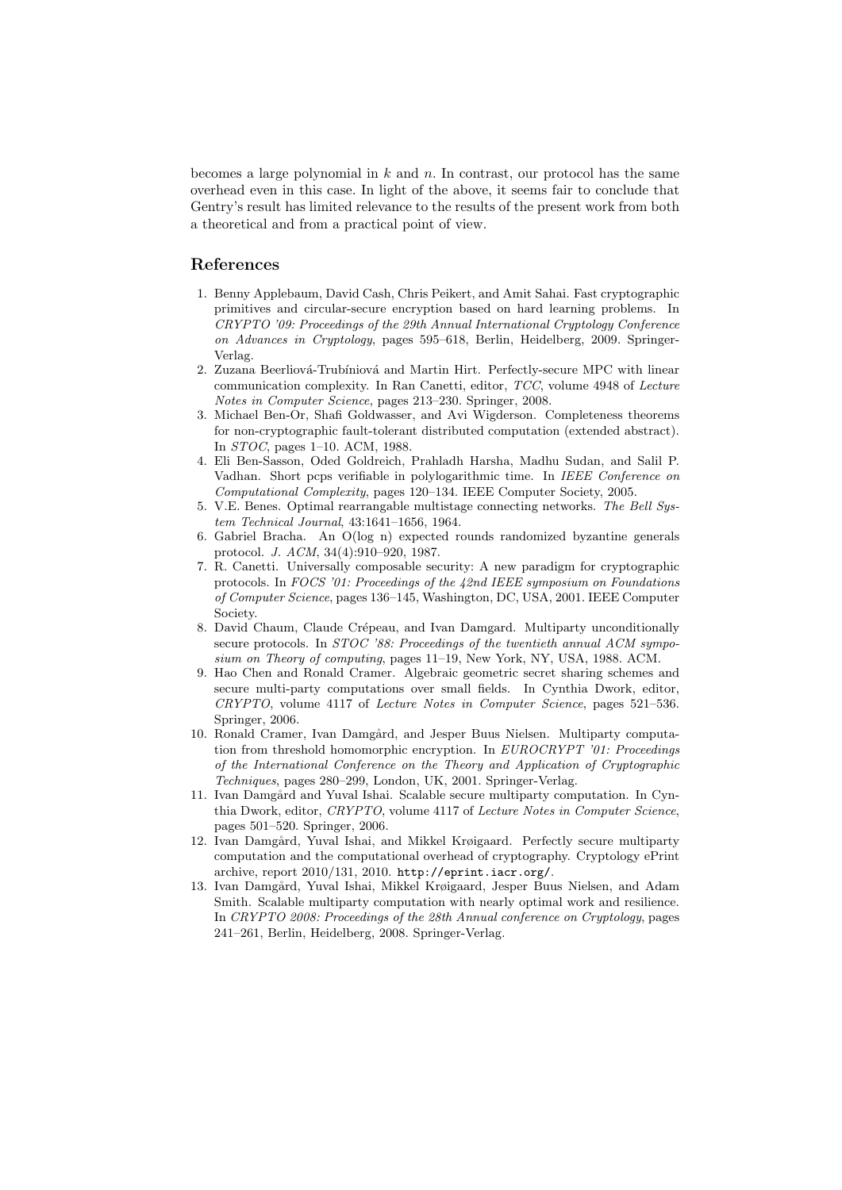becomes a large polynomial in $k$ and $n$. In contrast, our protocol has the same overhead even in this case. In light of the above, it seems fair to conclude that Gentry's result has limited relevance to the results of the present work from both a theoretical and from a practical point of view.

## References

1. Benny Applebaum, David Cash, Chris Peikert, and Amit Sahai. Fast cryptographic primitives and circular-secure encryption based on hard learning problems. In *CRYPTO '09: Proceedings of the 29th Annual International Cryptology Conference on Advances in Cryptology*, pages 595–618, Berlin, Heidelberg, 2009. Springer-Verlag.
2. Zuzana Beerliová-Trubíniová and Martin Hirt. Perfectly-secure MPC with linear communication complexity. In Ran Canetti, editor, *TCC*, volume 4948 of *Lecture Notes in Computer Science*, pages 213–230. Springer, 2008.
3. Michael Ben-Or, Shafi Goldwasser, and Avi Wigderson. Completeness theorems for non-cryptographic fault-tolerant distributed computation (extended abstract). In *STOC*, pages 1–10. ACM, 1988.
4. Eli Ben-Sasson, Oded Goldreich, Prahladh Harsha, Madhu Sudan, and Salil P. Vadhan. Short pcps verifiable in polylogarithmic time. In *IEEE Conference on Computational Complexity*, pages 120–134. IEEE Computer Society, 2005.
5. V.E. Benes. Optimal rearrangable multistage connecting networks. *The Bell System Technical Journal*, 43:1641–1656, 1964.
6. Gabriel Bracha. An O(log n) expected rounds randomized byzantine generals protocol. *J. ACM*, 34(4):910–920, 1987.
7. R. Canetti. Universally composable security: A new paradigm for cryptographic protocols. In *FOCS '01: Proceedings of the 42nd IEEE symposium on Foundations of Computer Science*, pages 136–145, Washington, DC, USA, 2001. IEEE Computer Society.
8. David Chaum, Claude Crépeau, and Ivan Damgard. Multiparty unconditionally secure protocols. In *STOC '88: Proceedings of the twentieth annual ACM symposium on Theory of computing*, pages 11–19, New York, NY, USA, 1988. ACM.
9. Hao Chen and Ronald Cramer. Algebraic geometric secret sharing schemes and secure multi-party computations over small fields. In Cynthia Dwork, editor, *CRYPTO*, volume 4117 of *Lecture Notes in Computer Science*, pages 521–536. Springer, 2006.
10. Ronald Cramer, Ivan Damgård, and Jesper Buus Nielsen. Multiparty computation from threshold homomorphic encryption. In *EUROCRYPT '01: Proceedings of the International Conference on the Theory and Application of Cryptographic Techniques*, pages 280–299, London, UK, 2001. Springer-Verlag.
11. Ivan Damgård and Yuval Ishai. Scalable secure multiparty computation. In Cynthia Dwork, editor, *CRYPTO*, volume 4117 of *Lecture Notes in Computer Science*, pages 501–520. Springer, 2006.
12. Ivan Damgård, Yuval Ishai, and Mikkel Krøigaard. Perfectly secure multiparty computation and the computational overhead of cryptography. Cryptology ePrint archive, report 2010/131, 2010. `http://eprint.iacr.org/`.
13. Ivan Damgård, Yuval Ishai, Mikkel Krøigaard, Jesper Buus Nielsen, and Adam Smith. Scalable multiparty computation with nearly optimal work and resilience. In *CRYPTO 2008: Proceedings of the 28th Annual conference on Cryptology*, pages 241–261, Berlin, Heidelberg, 2008. Springer-Verlag.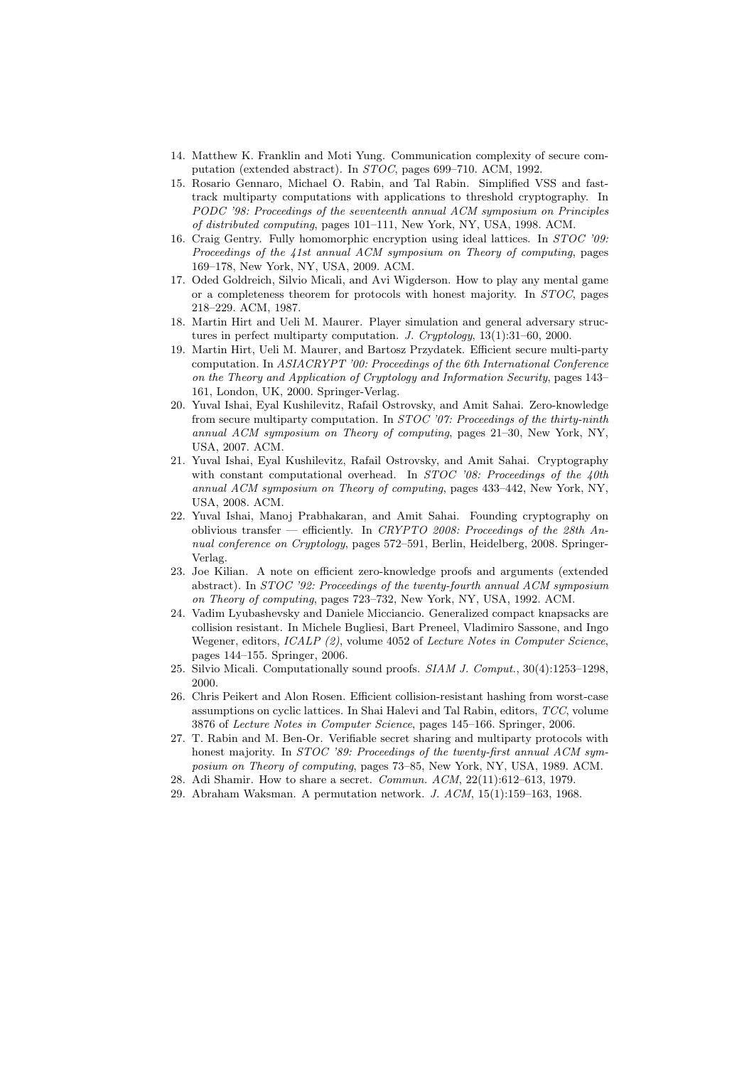14. Matthew K. Franklin and Moti Yung. Communication complexity of secure computation (extended abstract). In *STOC*, pages 699–710. ACM, 1992.
15. Rosario Gennaro, Michael O. Rabin, and Tal Rabin. Simplified VSS and fast-track multiparty computations with applications to threshold cryptography. In *PODC '98: Proceedings of the seventeenth annual ACM symposium on Principles of distributed computing*, pages 101–111, New York, NY, USA, 1998. ACM.
16. Craig Gentry. Fully homomorphic encryption using ideal lattices. In *STOC '09: Proceedings of the 41st annual ACM symposium on Theory of computing*, pages 169–178, New York, NY, USA, 2009. ACM.
17. Oded Goldreich, Silvio Micali, and Avi Wigderson. How to play any mental game or a completeness theorem for protocols with honest majority. In *STOC*, pages 218–229. ACM, 1987.
18. Martin Hirt and Ueli M. Maurer. Player simulation and general adversary structures in perfect multiparty computation. *J. Cryptology*, 13(1):31–60, 2000.
19. Martin Hirt, Ueli M. Maurer, and Bartosz Przydatek. Efficient secure multi-party computation. In *ASIACRYPT '00: Proceedings of the 6th International Conference on the Theory and Application of Cryptology and Information Security*, pages 143–161, London, UK, 2000. Springer-Verlag.
20. Yuval Ishai, Eyal Kushilevitz, Rafail Ostrovsky, and Amit Sahai. Zero-knowledge from secure multiparty computation. In *STOC '07: Proceedings of the thirty-ninth annual ACM symposium on Theory of computing*, pages 21–30, New York, NY, USA, 2007. ACM.
21. Yuval Ishai, Eyal Kushilevitz, Rafail Ostrovsky, and Amit Sahai. Cryptography with constant computational overhead. In *STOC '08: Proceedings of the 40th annual ACM symposium on Theory of computing*, pages 433–442, New York, NY, USA, 2008. ACM.
22. Yuval Ishai, Manoj Prabhakaran, and Amit Sahai. Founding cryptography on oblivious transfer — efficiently. In *CRYPTO 2008: Proceedings of the 28th Annual conference on Cryptology*, pages 572–591, Berlin, Heidelberg, 2008. Springer-Verlag.
23. Joe Kilian. A note on efficient zero-knowledge proofs and arguments (extended abstract). In *STOC '92: Proceedings of the twenty-fourth annual ACM symposium on Theory of computing*, pages 723–732, New York, NY, USA, 1992. ACM.
24. Vadim Lyubashevsky and Daniele Micciancio. Generalized compact knapsacks are collision resistant. In Michele Bugliesi, Bart Preneel, Vladimiro Sassone, and Ingo Wegener, editors, *ICALP (2)*, volume 4052 of *Lecture Notes in Computer Science*, pages 144–155. Springer, 2006.
25. Silvio Micali. Computationally sound proofs. *SIAM J. Comput.*, 30(4):1253–1298, 2000.
26. Chris Peikert and Alon Rosen. Efficient collision-resistant hashing from worst-case assumptions on cyclic lattices. In Shai Halevi and Tal Rabin, editors, *TCC*, volume 3876 of *Lecture Notes in Computer Science*, pages 145–166. Springer, 2006.
27. T. Rabin and M. Ben-Or. Verifiable secret sharing and multiparty protocols with honest majority. In *STOC '89: Proceedings of the twenty-first annual ACM symposium on Theory of computing*, pages 73–85, New York, NY, USA, 1989. ACM.
28. Adi Shamir. How to share a secret. *Commun. ACM*, 22(11):612–613, 1979.
29. Abraham Waksman. A permutation network. *J. ACM*, 15(1):159–163, 1968.